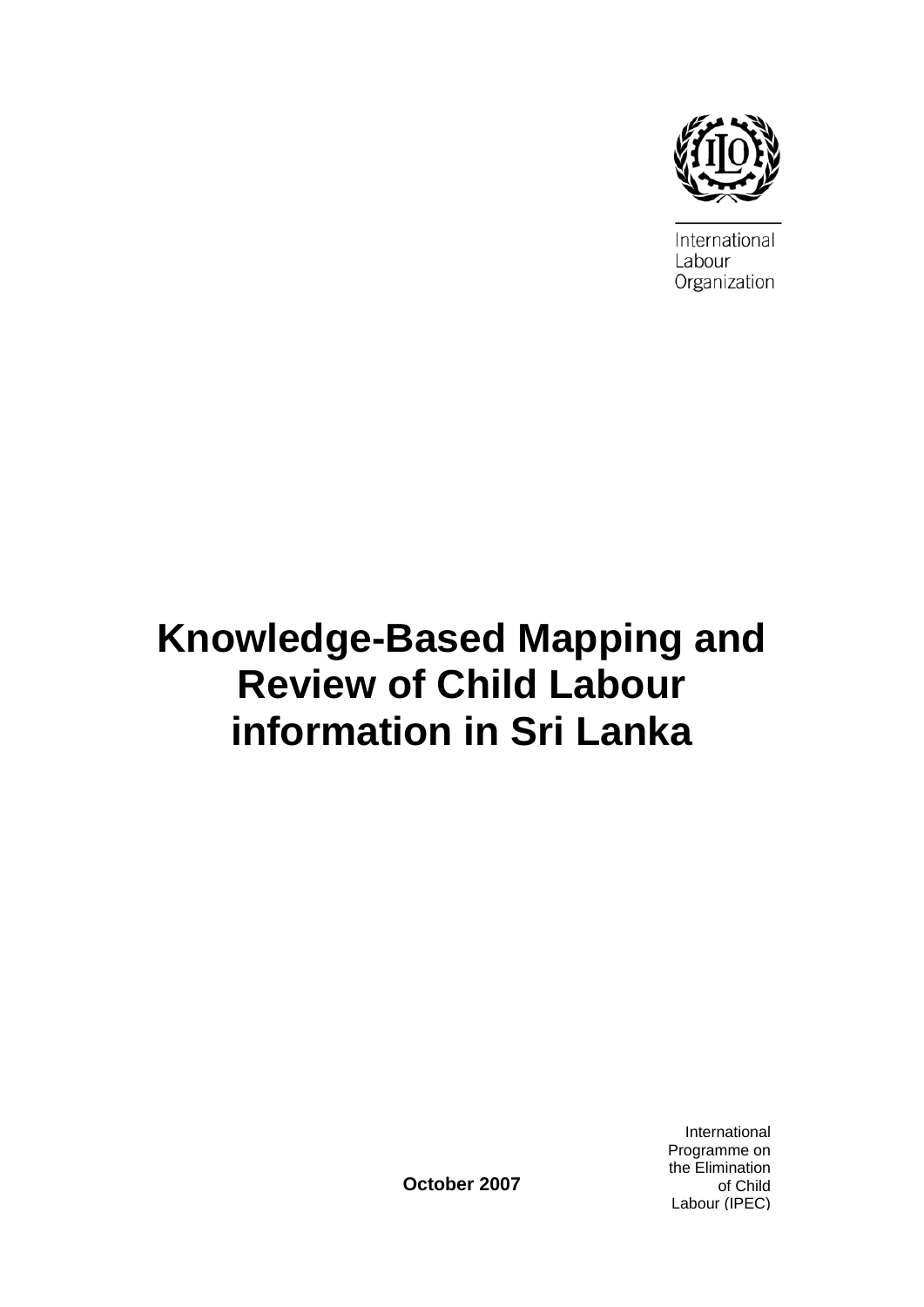International
Labour
Organization

# Knowledge-Based Mapping and Review of Child Labour information in Sri Lanka

October 2007

International Programme on the Elimination of Child Labour (IPEC)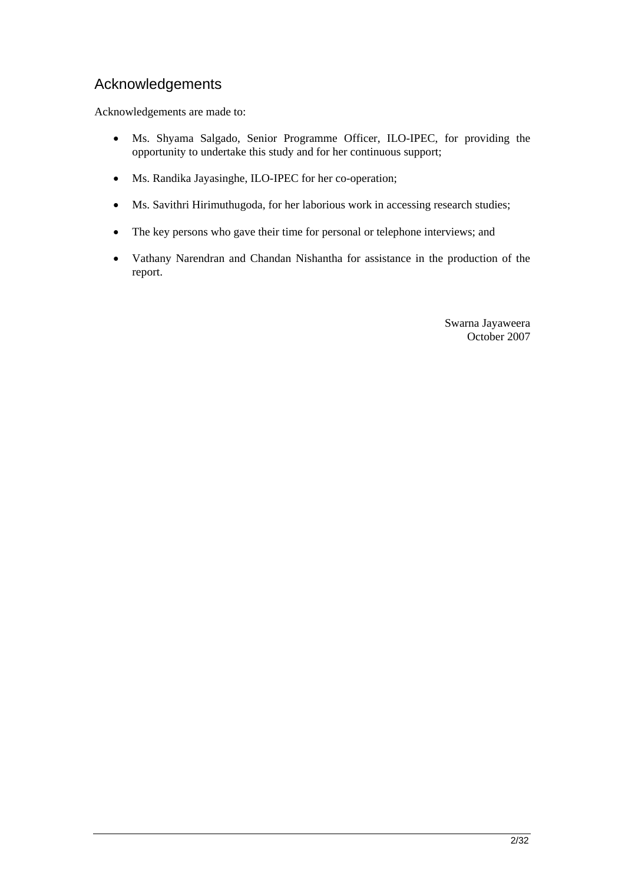## Acknowledgements

Acknowledgements are made to:

- Ms. Shyama Salgado, Senior Programme Officer, ILO-IPEC, for providing the opportunity to undertake this study and for her continuous support;
- Ms. Randika Jayasinghe, ILO-IPEC for her co-operation;
- Ms. Savithri Hirimuthugoda, for her laborious work in accessing research studies;
- The key persons who gave their time for personal or telephone interviews; and
- Vathany Narendran and Chandan Nishantha for assistance in the production of the report.

Swarna Jayaweera
October 2007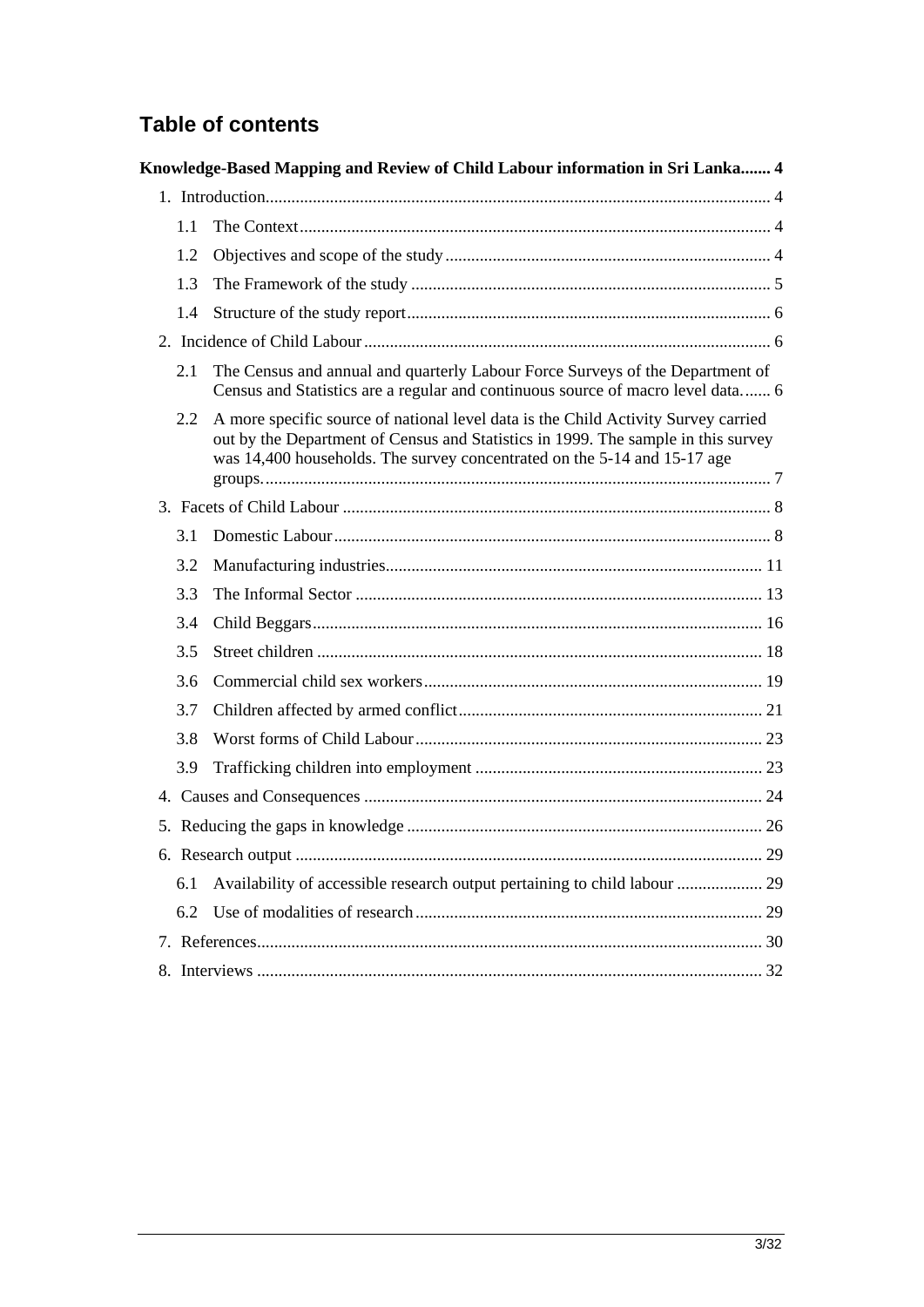## Table of contents

**Knowledge-Based Mapping and Review of Child Labour information in Sri Lanka....... 4**

1. Introduction........................................................................................................................ 4
    - 1.1 The Context.................................................................................................................. 4
    - 1.2 Objectives and scope of the study ........................................................................... 4
    - 1.3 The Framework of the study ..................................................................................... 5
    - 1.4 Structure of the study report ...................................................................................... 6
2. Incidence of Child Labour ................................................................................................ 6
    - 2.1 The Census and annual and quarterly Labour Force Surveys of the Department of Census and Statistics are a regular and continuous source of macro level data....... 6
    - 2.2 A more specific source of national level data is the Child Activity Survey carried out by the Department of Census and Statistics in 1999. The sample in this survey was 14,400 households. The survey concentrated on the 5-14 and 15-17 age groups.................................................................................................................... 7
3. Facets of Child Labour ..................................................................................................... 8
    - 3.1 Domestic Labour ......................................................................................................... 8
    - 3.2 Manufacturing industries.......................................................................................... 11
    - 3.3 The Informal Sector .................................................................................................. 13
    - 3.4 Child Beggars............................................................................................................. 16
    - 3.5 Street children ........................................................................................................... 18
    - 3.6 Commercial child sex workers ................................................................................. 19
    - 3.7 Children affected by armed conflict......................................................................... 21
    - 3.8 Worst forms of Child Labour.................................................................................... 23
    - 3.9 Trafficking children into employment ..................................................................... 23
4. Causes and Consequences ............................................................................................... 24
5. Reducing the gaps in knowledge ..................................................................................... 26
6. Research output ................................................................................................................ 29
    - 6.1 Availability of accessible research output pertaining to child labour .................... 29
    - 6.2 Use of modalities of research ................................................................................... 29
7. References......................................................................................................................... 30
8. Interviews ......................................................................................................................... 32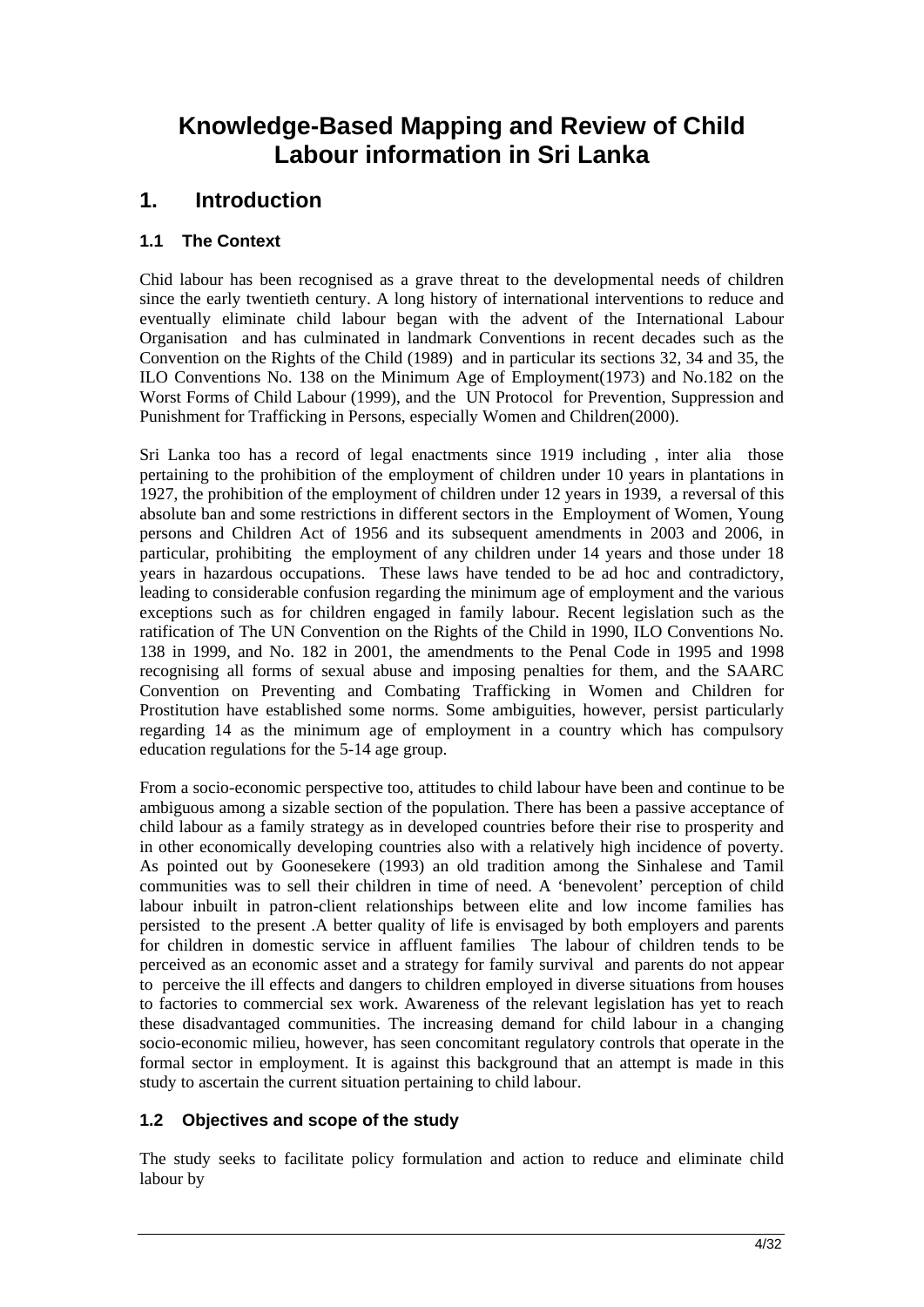# Knowledge-Based Mapping and Review of Child Labour information in Sri Lanka

## 1. Introduction

### 1.1 The Context

Chid labour has been recognised as a grave threat to the developmental needs of children since the early twentieth century. A long history of international interventions to reduce and eventually eliminate child labour began with the advent of the International Labour Organisation and has culminated in landmark Conventions in recent decades such as the Convention on the Rights of the Child (1989) and in particular its sections 32, 34 and 35, the ILO Conventions No. 138 on the Minimum Age of Employment(1973) and No.182 on the Worst Forms of Child Labour (1999), and the UN Protocol for Prevention, Suppression and Punishment for Trafficking in Persons, especially Women and Children(2000).

Sri Lanka too has a record of legal enactments since 1919 including , inter alia those pertaining to the prohibition of the employment of children under 10 years in plantations in 1927, the prohibition of the employment of children under 12 years in 1939, a reversal of this absolute ban and some restrictions in different sectors in the Employment of Women, Young persons and Children Act of 1956 and its subsequent amendments in 2003 and 2006, in particular, prohibiting the employment of any children under 14 years and those under 18 years in hazardous occupations. These laws have tended to be ad hoc and contradictory, leading to considerable confusion regarding the minimum age of employment and the various exceptions such as for children engaged in family labour. Recent legislation such as the ratification of The UN Convention on the Rights of the Child in 1990, ILO Conventions No. 138 in 1999, and No. 182 in 2001, the amendments to the Penal Code in 1995 and 1998 recognising all forms of sexual abuse and imposing penalties for them, and the SAARC Convention on Preventing and Combating Trafficking in Women and Children for Prostitution have established some norms. Some ambiguities, however, persist particularly regarding 14 as the minimum age of employment in a country which has compulsory education regulations for the 5-14 age group.

From a socio-economic perspective too, attitudes to child labour have been and continue to be ambiguous among a sizable section of the population. There has been a passive acceptance of child labour as a family strategy as in developed countries before their rise to prosperity and in other economically developing countries also with a relatively high incidence of poverty. As pointed out by Goonesekere (1993) an old tradition among the Sinhalese and Tamil communities was to sell their children in time of need. A 'benevolent' perception of child labour inbuilt in patron-client relationships between elite and low income families has persisted to the present .A better quality of life is envisaged by both employers and parents for children in domestic service in affluent families The labour of children tends to be perceived as an economic asset and a strategy for family survival and parents do not appear to perceive the ill effects and dangers to children employed in diverse situations from houses to factories to commercial sex work. Awareness of the relevant legislation has yet to reach these disadvantaged communities. The increasing demand for child labour in a changing socio-economic milieu, however, has seen concomitant regulatory controls that operate in the formal sector in employment. It is against this background that an attempt is made in this study to ascertain the current situation pertaining to child labour.

### 1.2 Objectives and scope of the study

The study seeks to facilitate policy formulation and action to reduce and eliminate child labour by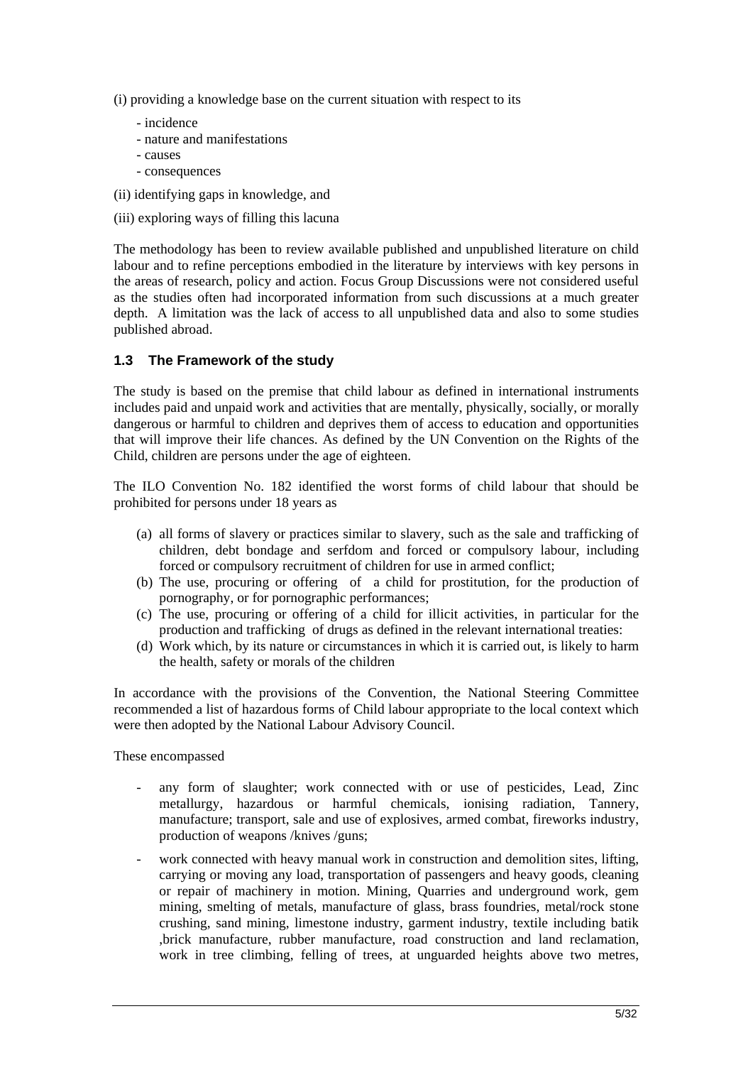(i) providing a knowledge base on the current situation with respect to its

- incidence
- nature and manifestations
- causes
- consequences

(ii) identifying gaps in knowledge, and

(iii) exploring ways of filling this lacuna

The methodology has been to review available published and unpublished literature on child labour and to refine perceptions embodied in the literature by interviews with key persons in the areas of research, policy and action. Focus Group Discussions were not considered useful as the studies often had incorporated information from such discussions at a much greater depth. A limitation was the lack of access to all unpublished data and also to some studies published abroad.

### 1.3 The Framework of the study

The study is based on the premise that child labour as defined in international instruments includes paid and unpaid work and activities that are mentally, physically, socially, or morally dangerous or harmful to children and deprives them of access to education and opportunities that will improve their life chances. As defined by the UN Convention on the Rights of the Child, children are persons under the age of eighteen.

The ILO Convention No. 182 identified the worst forms of child labour that should be prohibited for persons under 18 years as

(a) all forms of slavery or practices similar to slavery, such as the sale and trafficking of children, debt bondage and serfdom and forced or compulsory labour, including forced or compulsory recruitment of children for use in armed conflict;
(b) The use, procuring or offering of a child for prostitution, for the production of pornography, or for pornographic performances;
(c) The use, procuring or offering of a child for illicit activities, in particular for the production and trafficking of drugs as defined in the relevant international treaties:
(d) Work which, by its nature or circumstances in which it is carried out, is likely to harm the health, safety or morals of the children

In accordance with the provisions of the Convention, the National Steering Committee recommended a list of hazardous forms of Child labour appropriate to the local context which were then adopted by the National Labour Advisory Council.

These encompassed

- any form of slaughter; work connected with or use of pesticides, Lead, Zinc metallurgy, hazardous or harmful chemicals, ionising radiation, Tannery, manufacture; transport, sale and use of explosives, armed combat, fireworks industry, production of weapons /knives /guns;
- work connected with heavy manual work in construction and demolition sites, lifting, carrying or moving any load, transportation of passengers and heavy goods, cleaning or repair of machinery in motion. Mining, Quarries and underground work, gem mining, smelting of metals, manufacture of glass, brass foundries, metal/rock stone crushing, sand mining, limestone industry, garment industry, textile including batik ,brick manufacture, rubber manufacture, road construction and land reclamation, work in tree climbing, felling of trees, at unguarded heights above two metres,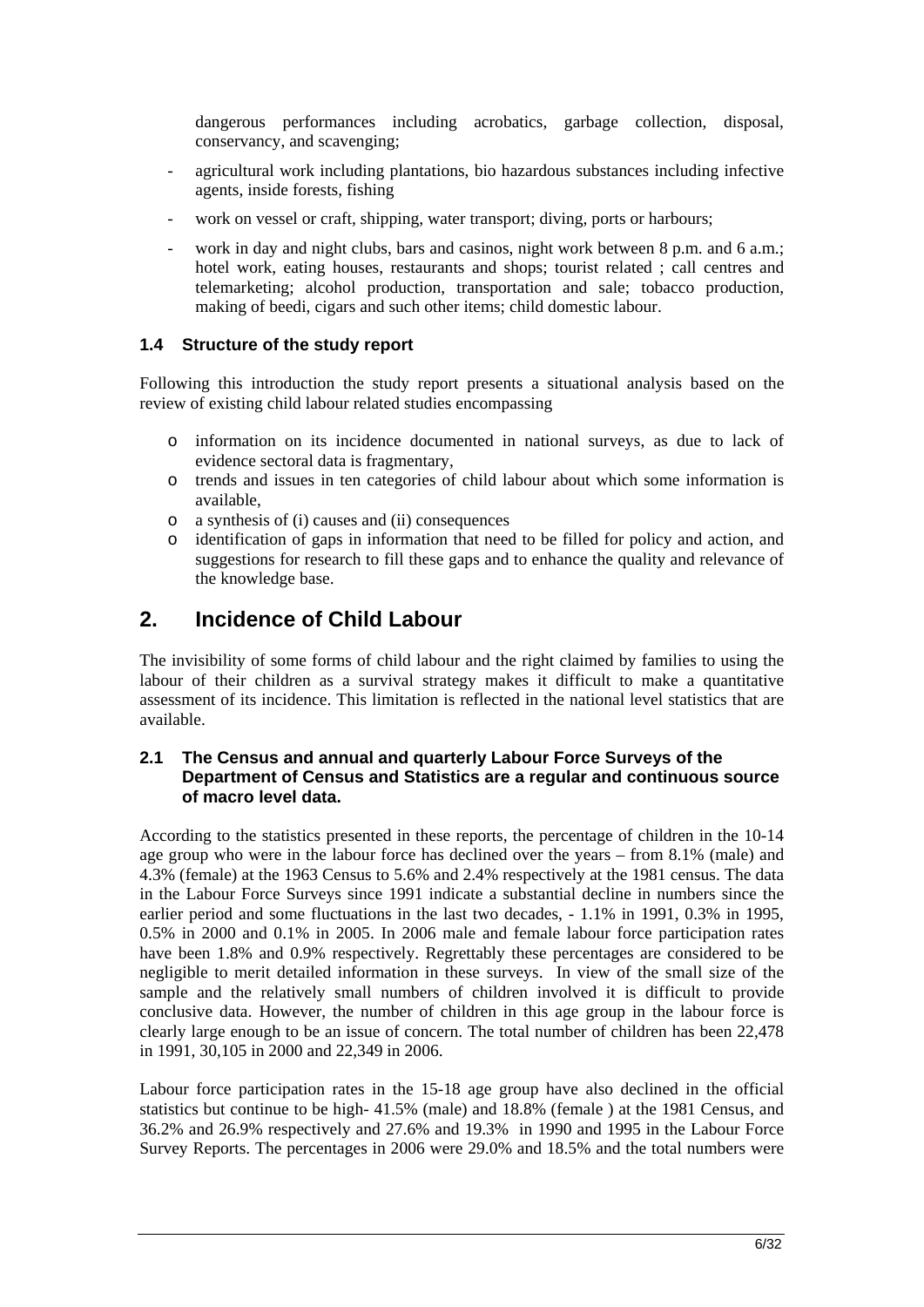dangerous performances including acrobatics, garbage collection, disposal, conservancy, and scavenging;

- agricultural work including plantations, bio hazardous substances including infective agents, inside forests, fishing
- work on vessel or craft, shipping, water transport; diving, ports or harbours;
- work in day and night clubs, bars and casinos, night work between 8 p.m. and 6 a.m.; hotel work, eating houses, restaurants and shops; tourist related ; call centres and telemarketing; alcohol production, transportation and sale; tobacco production, making of beedi, cigars and such other items; child domestic labour.

### 1.4 Structure of the study report

Following this introduction the study report presents a situational analysis based on the review of existing child labour related studies encompassing

- information on its incidence documented in national surveys, as due to lack of evidence sectoral data is fragmentary,
- trends and issues in ten categories of child labour about which some information is available,
- a synthesis of (i) causes and (ii) consequences
- identification of gaps in information that need to be filled for policy and action, and suggestions for research to fill these gaps and to enhance the quality and relevance of the knowledge base.

## 2. Incidence of Child Labour

The invisibility of some forms of child labour and the right claimed by families to using the labour of their children as a survival strategy makes it difficult to make a quantitative assessment of its incidence. This limitation is reflected in the national level statistics that are available.

### 2.1 The Census and annual and quarterly Labour Force Surveys of the Department of Census and Statistics are a regular and continuous source of macro level data.

According to the statistics presented in these reports, the percentage of children in the 10-14 age group who were in the labour force has declined over the years – from 8.1% (male) and 4.3% (female) at the 1963 Census to 5.6% and 2.4% respectively at the 1981 census. The data in the Labour Force Surveys since 1991 indicate a substantial decline in numbers since the earlier period and some fluctuations in the last two decades, - 1.1% in 1991, 0.3% in 1995, 0.5% in 2000 and 0.1% in 2005. In 2006 male and female labour force participation rates have been 1.8% and 0.9% respectively. Regrettably these percentages are considered to be negligible to merit detailed information in these surveys. In view of the small size of the sample and the relatively small numbers of children involved it is difficult to provide conclusive data. However, the number of children in this age group in the labour force is clearly large enough to be an issue of concern. The total number of children has been 22,478 in 1991, 30,105 in 2000 and 22,349 in 2006.

Labour force participation rates in the 15-18 age group have also declined in the official statistics but continue to be high- 41.5% (male) and 18.8% (female ) at the 1981 Census, and 36.2% and 26.9% respectively and 27.6% and 19.3% in 1990 and 1995 in the Labour Force Survey Reports. The percentages in 2006 were 29.0% and 18.5% and the total numbers were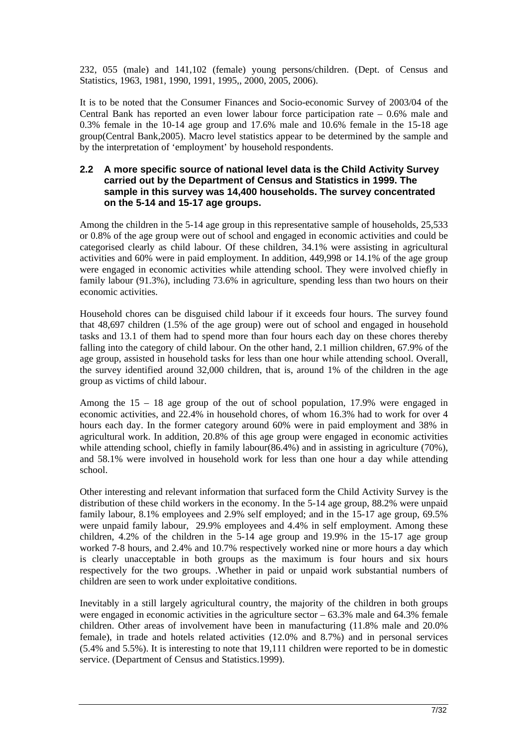232, 055 (male) and 141,102 (female) young persons/children. (Dept. of Census and Statistics, 1963, 1981, 1990, 1991, 1995,, 2000, 2005, 2006).

It is to be noted that the Consumer Finances and Socio-economic Survey of 2003/04 of the Central Bank has reported an even lower labour force participation rate – 0.6% male and 0.3% female in the 10-14 age group and 17.6% male and 10.6% female in the 15-18 age group(Central Bank,2005). Macro level statistics appear to be determined by the sample and by the interpretation of 'employment' by household respondents.

### 2.2 A more specific source of national level data is the Child Activity Survey carried out by the Department of Census and Statistics in 1999. The sample in this survey was 14,400 households. The survey concentrated on the 5-14 and 15-17 age groups.

Among the children in the 5-14 age group in this representative sample of households, 25,533 or 0.8% of the age group were out of school and engaged in economic activities and could be categorised clearly as child labour. Of these children, 34.1% were assisting in agricultural activities and 60% were in paid employment. In addition, 449,998 or 14.1% of the age group were engaged in economic activities while attending school. They were involved chiefly in family labour (91.3%), including 73.6% in agriculture, spending less than two hours on their economic activities.

Household chores can be disguised child labour if it exceeds four hours. The survey found that 48,697 children (1.5% of the age group) were out of school and engaged in household tasks and 13.1 of them had to spend more than four hours each day on these chores thereby falling into the category of child labour. On the other hand, 2.1 million children, 67.9% of the age group, assisted in household tasks for less than one hour while attending school. Overall, the survey identified around 32,000 children, that is, around 1% of the children in the age group as victims of child labour.

Among the 15 – 18 age group of the out of school population, 17.9% were engaged in economic activities, and 22.4% in household chores, of whom 16.3% had to work for over 4 hours each day. In the former category around 60% were in paid employment and 38% in agricultural work. In addition, 20.8% of this age group were engaged in economic activities while attending school, chiefly in family labour(86.4%) and in assisting in agriculture (70%), and 58.1% were involved in household work for less than one hour a day while attending school.

Other interesting and relevant information that surfaced form the Child Activity Survey is the distribution of these child workers in the economy. In the 5-14 age group, 88.2% were unpaid family labour, 8.1% employees and 2.9% self employed; and in the 15-17 age group, 69.5% were unpaid family labour, 29.9% employees and 4.4% in self employment. Among these children, 4.2% of the children in the 5-14 age group and 19.9% in the 15-17 age group worked 7-8 hours, and 2.4% and 10.7% respectively worked nine or more hours a day which is clearly unacceptable in both groups as the maximum is four hours and six hours respectively for the two groups. .Whether in paid or unpaid work substantial numbers of children are seen to work under exploitative conditions.

Inevitably in a still largely agricultural country, the majority of the children in both groups were engaged in economic activities in the agriculture sector – 63.3% male and 64.3% female children. Other areas of involvement have been in manufacturing (11.8% male and 20.0% female), in trade and hotels related activities (12.0% and 8.7%) and in personal services (5.4% and 5.5%). It is interesting to note that 19,111 children were reported to be in domestic service. (Department of Census and Statistics.1999).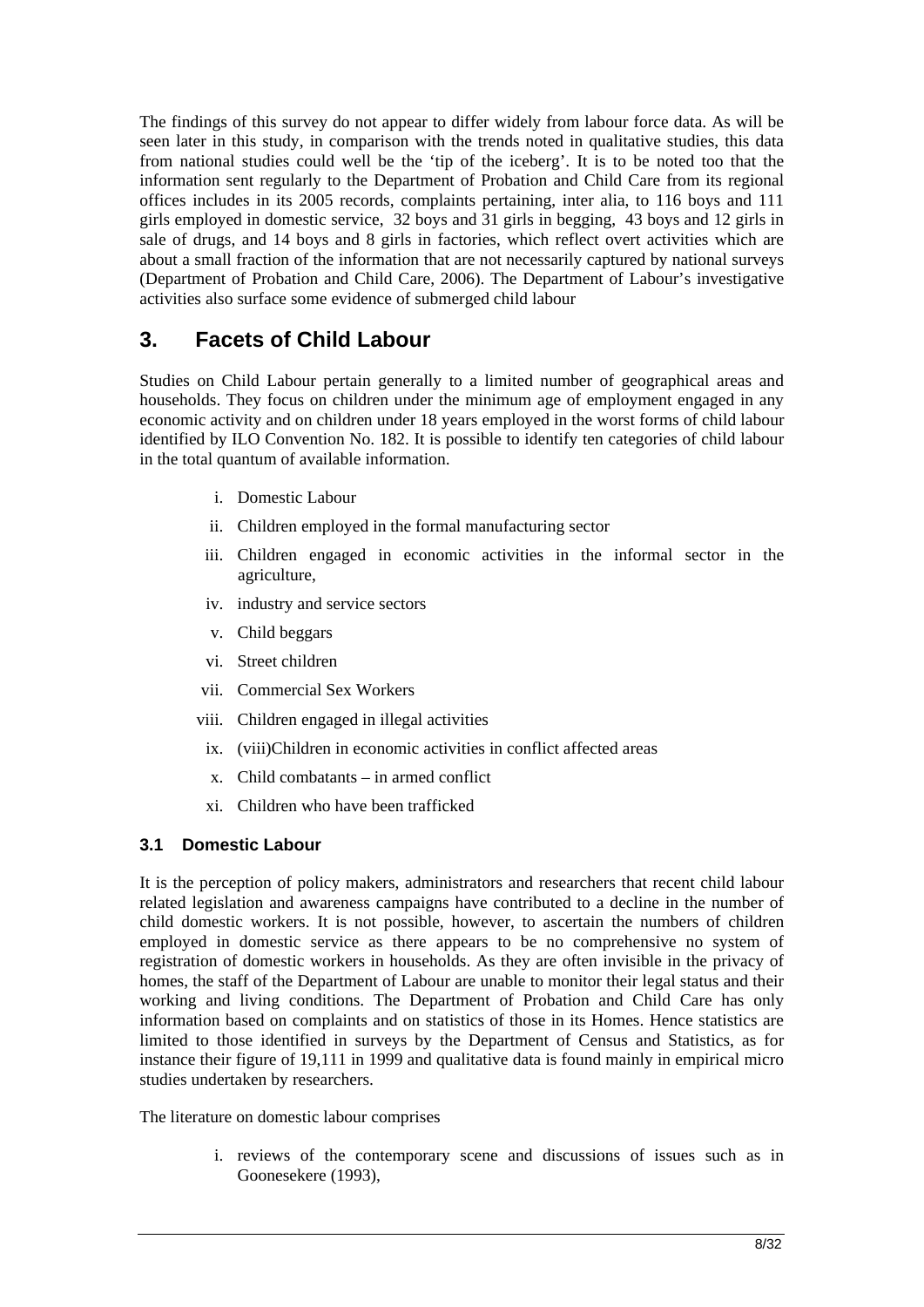The findings of this survey do not appear to differ widely from labour force data. As will be seen later in this study, in comparison with the trends noted in qualitative studies, this data from national studies could well be the 'tip of the iceberg'. It is to be noted too that the information sent regularly to the Department of Probation and Child Care from its regional offices includes in its 2005 records, complaints pertaining, inter alia, to 116 boys and 111 girls employed in domestic service, 32 boys and 31 girls in begging, 43 boys and 12 girls in sale of drugs, and 14 boys and 8 girls in factories, which reflect overt activities which are about a small fraction of the information that are not necessarily captured by national surveys (Department of Probation and Child Care, 2006). The Department of Labour's investigative activities also surface some evidence of submerged child labour

# 3. Facets of Child Labour

Studies on Child Labour pertain generally to a limited number of geographical areas and households. They focus on children under the minimum age of employment engaged in any economic activity and on children under 18 years employed in the worst forms of child labour identified by ILO Convention No. 182. It is possible to identify ten categories of child labour in the total quantum of available information.

i. Domestic Labour
ii. Children employed in the formal manufacturing sector
iii. Children engaged in economic activities in the informal sector in the agriculture,
iv. industry and service sectors
v. Child beggars
vi. Street children
vii. Commercial Sex Workers
viii. Children engaged in illegal activities
ix. (viii)Children in economic activities in conflict affected areas
x. Child combatants – in armed conflict
xi. Children who have been trafficked

## 3.1 Domestic Labour

It is the perception of policy makers, administrators and researchers that recent child labour related legislation and awareness campaigns have contributed to a decline in the number of child domestic workers. It is not possible, however, to ascertain the numbers of children employed in domestic service as there appears to be no comprehensive no system of registration of domestic workers in households. As they are often invisible in the privacy of homes, the staff of the Department of Labour are unable to monitor their legal status and their working and living conditions. The Department of Probation and Child Care has only information based on complaints and on statistics of those in its Homes. Hence statistics are limited to those identified in surveys by the Department of Census and Statistics, as for instance their figure of 19,111 in 1999 and qualitative data is found mainly in empirical micro studies undertaken by researchers.

The literature on domestic labour comprises

i. reviews of the contemporary scene and discussions of issues such as in Goonesekere (1993),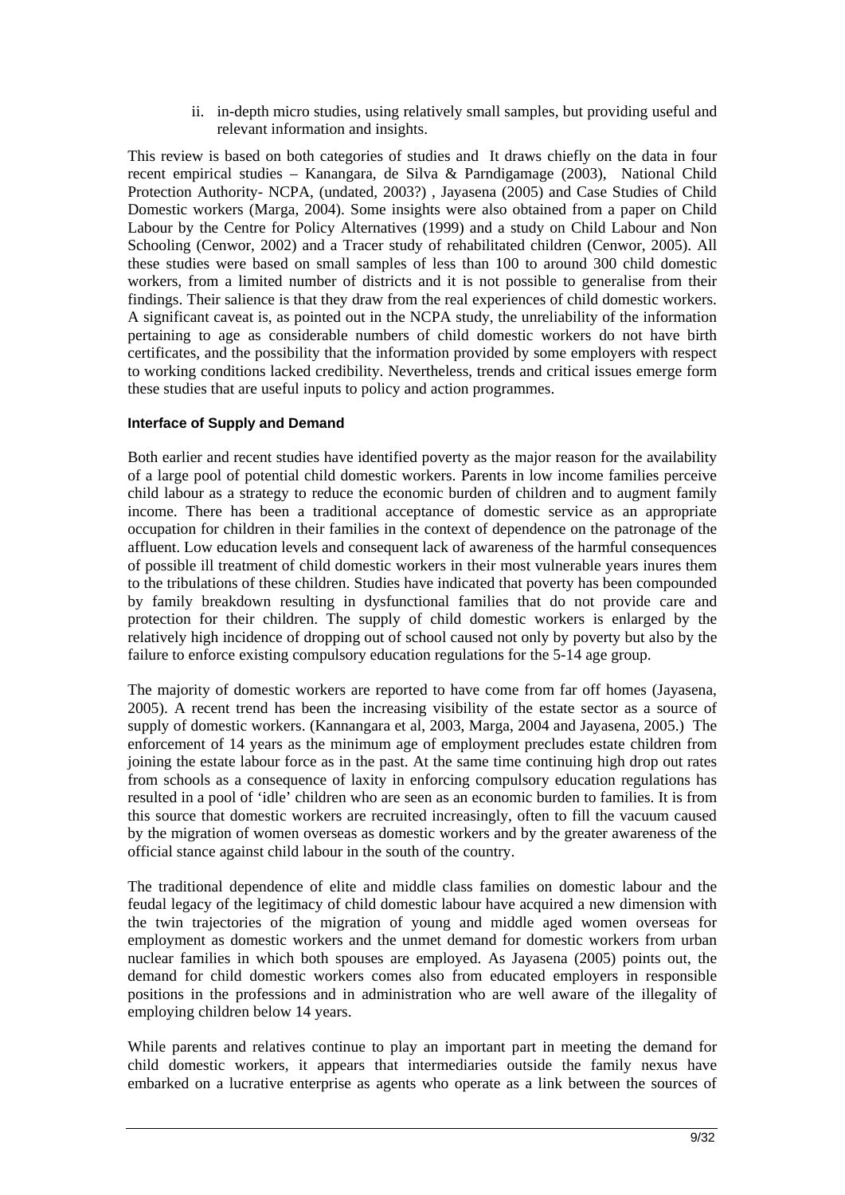ii. in-depth micro studies, using relatively small samples, but providing useful and relevant information and insights.

This review is based on both categories of studies and It draws chiefly on the data in four recent empirical studies – Kanangara, de Silva & Parndigamage (2003), National Child Protection Authority- NCPA, (undated, 2003?) , Jayasena (2005) and Case Studies of Child Domestic workers (Marga, 2004). Some insights were also obtained from a paper on Child Labour by the Centre for Policy Alternatives (1999) and a study on Child Labour and Non Schooling (Cenwor, 2002) and a Tracer study of rehabilitated children (Cenwor, 2005). All these studies were based on small samples of less than 100 to around 300 child domestic workers, from a limited number of districts and it is not possible to generalise from their findings. Their salience is that they draw from the real experiences of child domestic workers. A significant caveat is, as pointed out in the NCPA study, the unreliability of the information pertaining to age as considerable numbers of child domestic workers do not have birth certificates, and the possibility that the information provided by some employers with respect to working conditions lacked credibility. Nevertheless, trends and critical issues emerge form these studies that are useful inputs to policy and action programmes.

**Interface of Supply and Demand**

Both earlier and recent studies have identified poverty as the major reason for the availability of a large pool of potential child domestic workers. Parents in low income families perceive child labour as a strategy to reduce the economic burden of children and to augment family income. There has been a traditional acceptance of domestic service as an appropriate occupation for children in their families in the context of dependence on the patronage of the affluent. Low education levels and consequent lack of awareness of the harmful consequences of possible ill treatment of child domestic workers in their most vulnerable years inures them to the tribulations of these children. Studies have indicated that poverty has been compounded by family breakdown resulting in dysfunctional families that do not provide care and protection for their children. The supply of child domestic workers is enlarged by the relatively high incidence of dropping out of school caused not only by poverty but also by the failure to enforce existing compulsory education regulations for the 5-14 age group.

The majority of domestic workers are reported to have come from far off homes (Jayasena, 2005). A recent trend has been the increasing visibility of the estate sector as a source of supply of domestic workers. (Kannangara et al, 2003, Marga, 2004 and Jayasena, 2005.) The enforcement of 14 years as the minimum age of employment precludes estate children from joining the estate labour force as in the past. At the same time continuing high drop out rates from schools as a consequence of laxity in enforcing compulsory education regulations has resulted in a pool of 'idle' children who are seen as an economic burden to families. It is from this source that domestic workers are recruited increasingly, often to fill the vacuum caused by the migration of women overseas as domestic workers and by the greater awareness of the official stance against child labour in the south of the country.

The traditional dependence of elite and middle class families on domestic labour and the feudal legacy of the legitimacy of child domestic labour have acquired a new dimension with the twin trajectories of the migration of young and middle aged women overseas for employment as domestic workers and the unmet demand for domestic workers from urban nuclear families in which both spouses are employed. As Jayasena (2005) points out, the demand for child domestic workers comes also from educated employers in responsible positions in the professions and in administration who are well aware of the illegality of employing children below 14 years.

While parents and relatives continue to play an important part in meeting the demand for child domestic workers, it appears that intermediaries outside the family nexus have embarked on a lucrative enterprise as agents who operate as a link between the sources of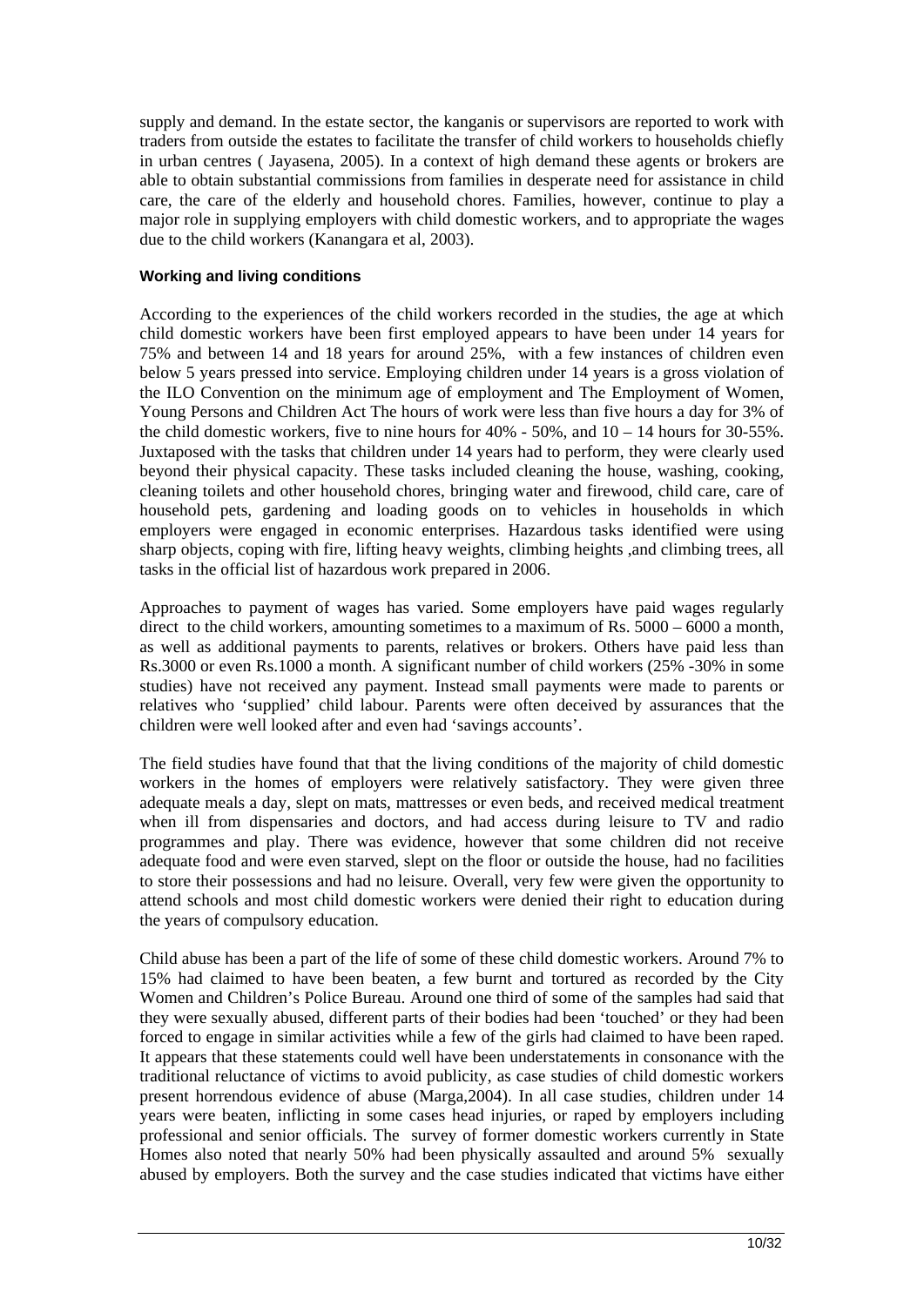supply and demand. In the estate sector, the kanganis or supervisors are reported to work with traders from outside the estates to facilitate the transfer of child workers to households chiefly in urban centres ( Jayasena, 2005). In a context of high demand these agents or brokers are able to obtain substantial commissions from families in desperate need for assistance in child care, the care of the elderly and household chores. Families, however, continue to play a major role in supplying employers with child domestic workers, and to appropriate the wages due to the child workers (Kanangara et al, 2003).

#### Working and living conditions

According to the experiences of the child workers recorded in the studies, the age at which child domestic workers have been first employed appears to have been under 14 years for 75% and between 14 and 18 years for around 25%, with a few instances of children even below 5 years pressed into service. Employing children under 14 years is a gross violation of the ILO Convention on the minimum age of employment and The Employment of Women, Young Persons and Children Act The hours of work were less than five hours a day for 3% of the child domestic workers, five to nine hours for 40% - 50%, and 10 – 14 hours for 30-55%. Juxtaposed with the tasks that children under 14 years had to perform, they were clearly used beyond their physical capacity. These tasks included cleaning the house, washing, cooking, cleaning toilets and other household chores, bringing water and firewood, child care, care of household pets, gardening and loading goods on to vehicles in households in which employers were engaged in economic enterprises. Hazardous tasks identified were using sharp objects, coping with fire, lifting heavy weights, climbing heights ,and climbing trees, all tasks in the official list of hazardous work prepared in 2006.

Approaches to payment of wages has varied. Some employers have paid wages regularly direct to the child workers, amounting sometimes to a maximum of Rs. 5000 – 6000 a month, as well as additional payments to parents, relatives or brokers. Others have paid less than Rs.3000 or even Rs.1000 a month. A significant number of child workers (25% -30% in some studies) have not received any payment. Instead small payments were made to parents or relatives who 'supplied' child labour. Parents were often deceived by assurances that the children were well looked after and even had 'savings accounts'.

The field studies have found that that the living conditions of the majority of child domestic workers in the homes of employers were relatively satisfactory. They were given three adequate meals a day, slept on mats, mattresses or even beds, and received medical treatment when ill from dispensaries and doctors, and had access during leisure to TV and radio programmes and play. There was evidence, however that some children did not receive adequate food and were even starved, slept on the floor or outside the house, had no facilities to store their possessions and had no leisure. Overall, very few were given the opportunity to attend schools and most child domestic workers were denied their right to education during the years of compulsory education.

Child abuse has been a part of the life of some of these child domestic workers. Around 7% to 15% had claimed to have been beaten, a few burnt and tortured as recorded by the City Women and Children's Police Bureau. Around one third of some of the samples had said that they were sexually abused, different parts of their bodies had been 'touched' or they had been forced to engage in similar activities while a few of the girls had claimed to have been raped. It appears that these statements could well have been understatements in consonance with the traditional reluctance of victims to avoid publicity, as case studies of child domestic workers present horrendous evidence of abuse (Marga,2004). In all case studies, children under 14 years were beaten, inflicting in some cases head injuries, or raped by employers including professional and senior officials. The survey of former domestic workers currently in State Homes also noted that nearly 50% had been physically assaulted and around 5% sexually abused by employers. Both the survey and the case studies indicated that victims have either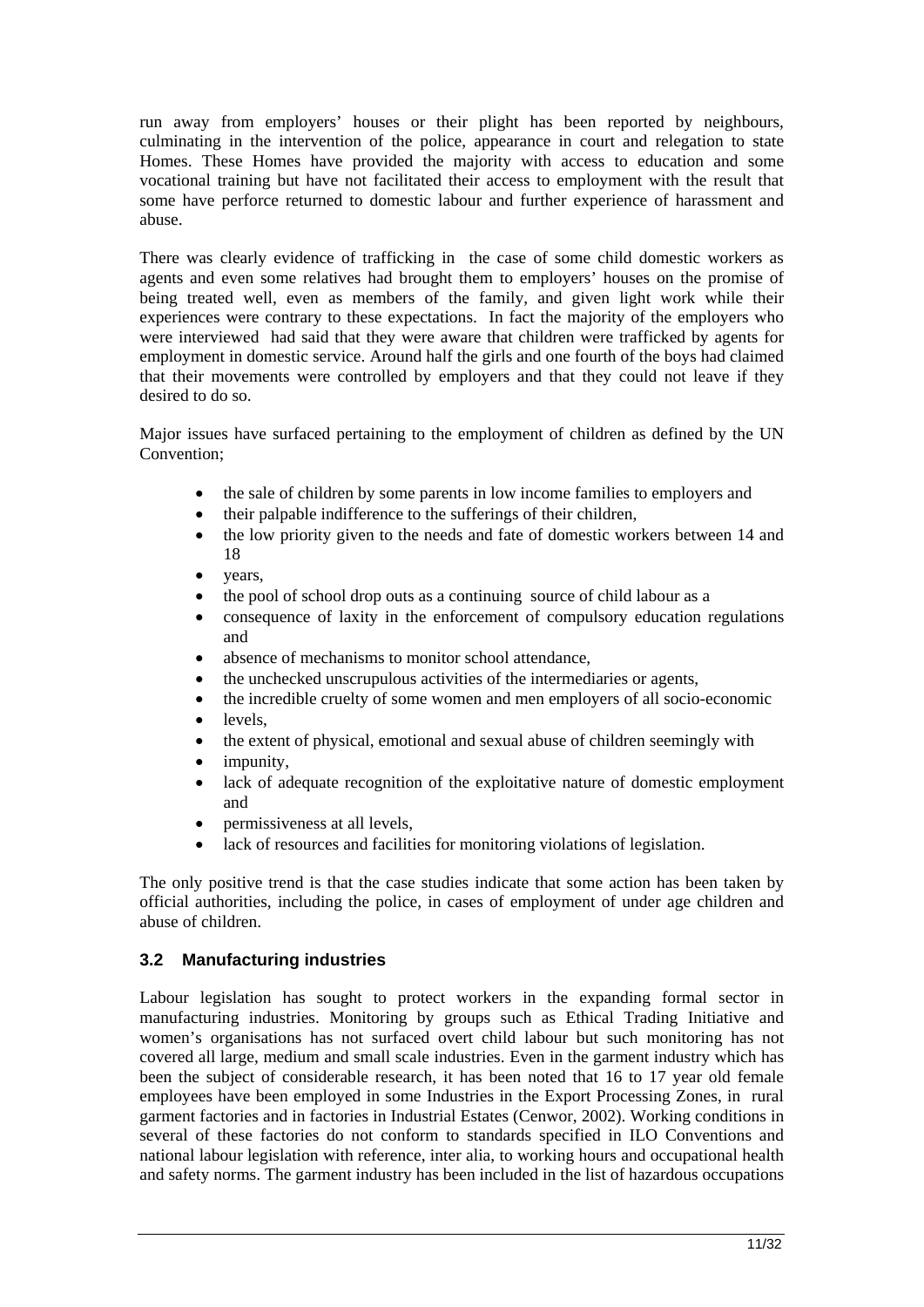run away from employers' houses or their plight has been reported by neighbours, culminating in the intervention of the police, appearance in court and relegation to state Homes. These Homes have provided the majority with access to education and some vocational training but have not facilitated their access to employment with the result that some have perforce returned to domestic labour and further experience of harassment and abuse.

There was clearly evidence of trafficking in the case of some child domestic workers as agents and even some relatives had brought them to employers' houses on the promise of being treated well, even as members of the family, and given light work while their experiences were contrary to these expectations. In fact the majority of the employers who were interviewed had said that they were aware that children were trafficked by agents for employment in domestic service. Around half the girls and one fourth of the boys had claimed that their movements were controlled by employers and that they could not leave if they desired to do so.

Major issues have surfaced pertaining to the employment of children as defined by the UN Convention;

- the sale of children by some parents in low income families to employers and
- their palpable indifference to the sufferings of their children,
- the low priority given to the needs and fate of domestic workers between 14 and 18
- years,
- the pool of school drop outs as a continuing source of child labour as a
- consequence of laxity in the enforcement of compulsory education regulations and
- absence of mechanisms to monitor school attendance,
- the unchecked unscrupulous activities of the intermediaries or agents,
- the incredible cruelty of some women and men employers of all socio-economic
- levels,
- the extent of physical, emotional and sexual abuse of children seemingly with
- impunity,
- lack of adequate recognition of the exploitative nature of domestic employment and
- permissiveness at all levels,
- lack of resources and facilities for monitoring violations of legislation.

The only positive trend is that the case studies indicate that some action has been taken by official authorities, including the police, in cases of employment of under age children and abuse of children.

### 3.2 Manufacturing industries

Labour legislation has sought to protect workers in the expanding formal sector in manufacturing industries. Monitoring by groups such as Ethical Trading Initiative and women's organisations has not surfaced overt child labour but such monitoring has not covered all large, medium and small scale industries. Even in the garment industry which has been the subject of considerable research, it has been noted that 16 to 17 year old female employees have been employed in some Industries in the Export Processing Zones, in rural garment factories and in factories in Industrial Estates (Cenwor, 2002). Working conditions in several of these factories do not conform to standards specified in ILO Conventions and national labour legislation with reference, inter alia, to working hours and occupational health and safety norms. The garment industry has been included in the list of hazardous occupations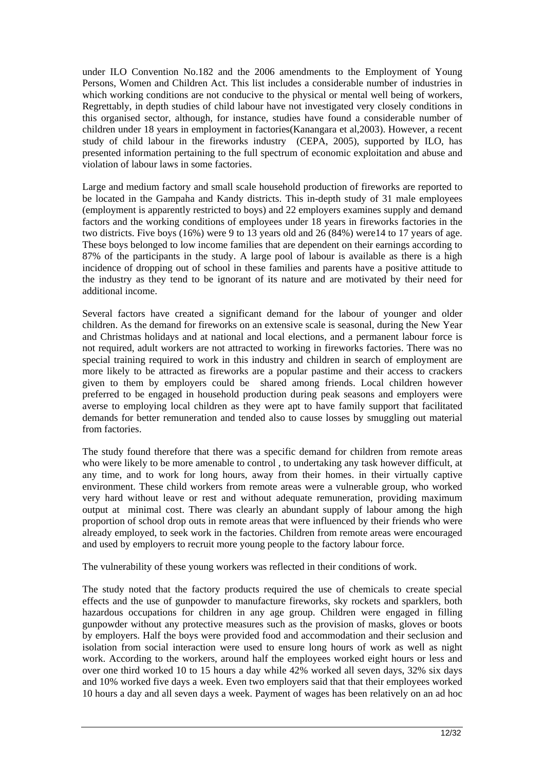under ILO Convention No.182 and the 2006 amendments to the Employment of Young Persons, Women and Children Act. This list includes a considerable number of industries in which working conditions are not conducive to the physical or mental well being of workers, Regrettably, in depth studies of child labour have not investigated very closely conditions in this organised sector, although, for instance, studies have found a considerable number of children under 18 years in employment in factories(Kanangara et al,2003). However, a recent study of child labour in the fireworks industry (CEPA, 2005), supported by ILO, has presented information pertaining to the full spectrum of economic exploitation and abuse and violation of labour laws in some factories.

Large and medium factory and small scale household production of fireworks are reported to be located in the Gampaha and Kandy districts. This in-depth study of 31 male employees (employment is apparently restricted to boys) and 22 employers examines supply and demand factors and the working conditions of employees under 18 years in fireworks factories in the two districts. Five boys (16%) were 9 to 13 years old and 26 (84%) were14 to 17 years of age. These boys belonged to low income families that are dependent on their earnings according to 87% of the participants in the study. A large pool of labour is available as there is a high incidence of dropping out of school in these families and parents have a positive attitude to the industry as they tend to be ignorant of its nature and are motivated by their need for additional income.

Several factors have created a significant demand for the labour of younger and older children. As the demand for fireworks on an extensive scale is seasonal, during the New Year and Christmas holidays and at national and local elections, and a permanent labour force is not required, adult workers are not attracted to working in fireworks factories. There was no special training required to work in this industry and children in search of employment are more likely to be attracted as fireworks are a popular pastime and their access to crackers given to them by employers could be shared among friends. Local children however preferred to be engaged in household production during peak seasons and employers were averse to employing local children as they were apt to have family support that facilitated demands for better remuneration and tended also to cause losses by smuggling out material from factories.

The study found therefore that there was a specific demand for children from remote areas who were likely to be more amenable to control , to undertaking any task however difficult, at any time, and to work for long hours, away from their homes. in their virtually captive environment. These child workers from remote areas were a vulnerable group, who worked very hard without leave or rest and without adequate remuneration, providing maximum output at minimal cost. There was clearly an abundant supply of labour among the high proportion of school drop outs in remote areas that were influenced by their friends who were already employed, to seek work in the factories. Children from remote areas were encouraged and used by employers to recruit more young people to the factory labour force.

The vulnerability of these young workers was reflected in their conditions of work.

The study noted that the factory products required the use of chemicals to create special effects and the use of gunpowder to manufacture fireworks, sky rockets and sparklers, both hazardous occupations for children in any age group. Children were engaged in filling gunpowder without any protective measures such as the provision of masks, gloves or boots by employers. Half the boys were provided food and accommodation and their seclusion and isolation from social interaction were used to ensure long hours of work as well as night work. According to the workers, around half the employees worked eight hours or less and over one third worked 10 to 15 hours a day while 42% worked all seven days, 32% six days and 10% worked five days a week. Even two employers said that that their employees worked 10 hours a day and all seven days a week. Payment of wages has been relatively on an ad hoc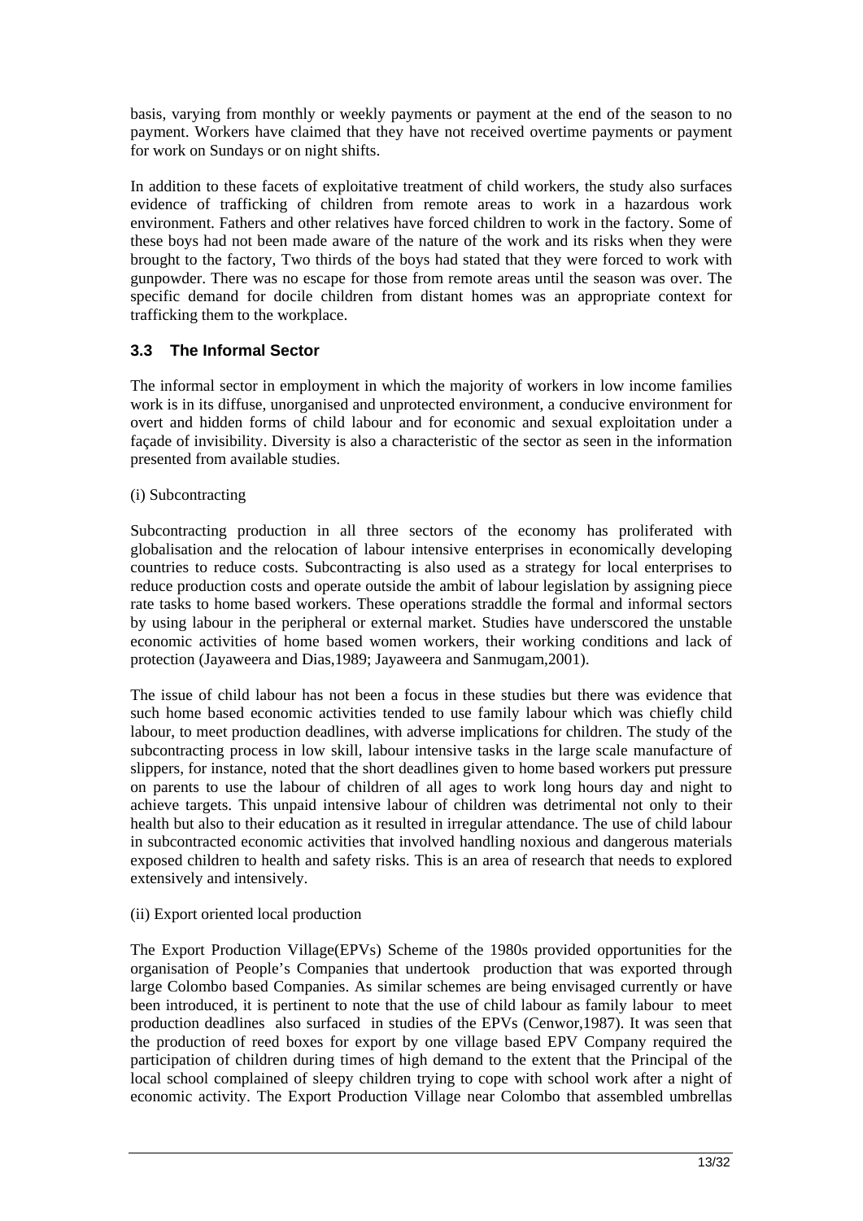basis, varying from monthly or weekly payments or payment at the end of the season to no payment. Workers have claimed that they have not received overtime payments or payment for work on Sundays or on night shifts.

In addition to these facets of exploitative treatment of child workers, the study also surfaces evidence of trafficking of children from remote areas to work in a hazardous work environment. Fathers and other relatives have forced children to work in the factory. Some of these boys had not been made aware of the nature of the work and its risks when they were brought to the factory, Two thirds of the boys had stated that they were forced to work with gunpowder. There was no escape for those from remote areas until the season was over. The specific demand for docile children from distant homes was an appropriate context for trafficking them to the workplace.

### 3.3 The Informal Sector

The informal sector in employment in which the majority of workers in low income families work is in its diffuse, unorganised and unprotected environment, a conducive environment for overt and hidden forms of child labour and for economic and sexual exploitation under a façade of invisibility. Diversity is also a characteristic of the sector as seen in the information presented from available studies.

(i) Subcontracting

Subcontracting production in all three sectors of the economy has proliferated with globalisation and the relocation of labour intensive enterprises in economically developing countries to reduce costs. Subcontracting is also used as a strategy for local enterprises to reduce production costs and operate outside the ambit of labour legislation by assigning piece rate tasks to home based workers. These operations straddle the formal and informal sectors by using labour in the peripheral or external market. Studies have underscored the unstable economic activities of home based women workers, their working conditions and lack of protection (Jayaweera and Dias,1989; Jayaweera and Sanmugam,2001).

The issue of child labour has not been a focus in these studies but there was evidence that such home based economic activities tended to use family labour which was chiefly child labour, to meet production deadlines, with adverse implications for children. The study of the subcontracting process in low skill, labour intensive tasks in the large scale manufacture of slippers, for instance, noted that the short deadlines given to home based workers put pressure on parents to use the labour of children of all ages to work long hours day and night to achieve targets. This unpaid intensive labour of children was detrimental not only to their health but also to their education as it resulted in irregular attendance. The use of child labour in subcontracted economic activities that involved handling noxious and dangerous materials exposed children to health and safety risks. This is an area of research that needs to explored extensively and intensively.

(ii) Export oriented local production

The Export Production Village(EPVs) Scheme of the 1980s provided opportunities for the organisation of People's Companies that undertook production that was exported through large Colombo based Companies. As similar schemes are being envisaged currently or have been introduced, it is pertinent to note that the use of child labour as family labour to meet production deadlines also surfaced in studies of the EPVs (Cenwor,1987). It was seen that the production of reed boxes for export by one village based EPV Company required the participation of children during times of high demand to the extent that the Principal of the local school complained of sleepy children trying to cope with school work after a night of economic activity. The Export Production Village near Colombo that assembled umbrellas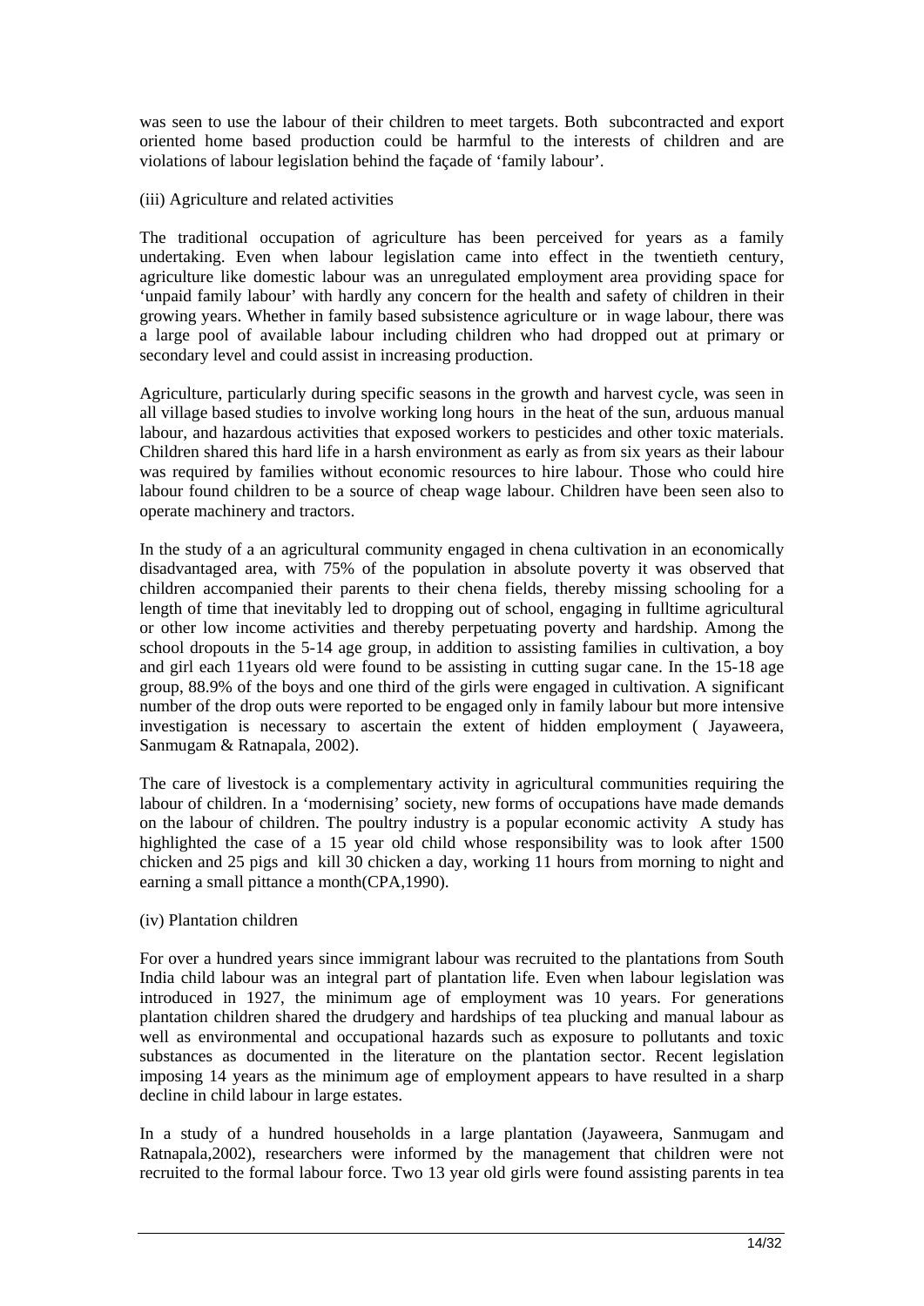was seen to use the labour of their children to meet targets. Both subcontracted and export oriented home based production could be harmful to the interests of children and are violations of labour legislation behind the façade of 'family labour'.

(iii) Agriculture and related activities

The traditional occupation of agriculture has been perceived for years as a family undertaking. Even when labour legislation came into effect in the twentieth century, agriculture like domestic labour was an unregulated employment area providing space for 'unpaid family labour' with hardly any concern for the health and safety of children in their growing years. Whether in family based subsistence agriculture or in wage labour, there was a large pool of available labour including children who had dropped out at primary or secondary level and could assist in increasing production.

Agriculture, particularly during specific seasons in the growth and harvest cycle, was seen in all village based studies to involve working long hours in the heat of the sun, arduous manual labour, and hazardous activities that exposed workers to pesticides and other toxic materials. Children shared this hard life in a harsh environment as early as from six years as their labour was required by families without economic resources to hire labour. Those who could hire labour found children to be a source of cheap wage labour. Children have been seen also to operate machinery and tractors.

In the study of a an agricultural community engaged in chena cultivation in an economically disadvantaged area, with 75% of the population in absolute poverty it was observed that children accompanied their parents to their chena fields, thereby missing schooling for a length of time that inevitably led to dropping out of school, engaging in fulltime agricultural or other low income activities and thereby perpetuating poverty and hardship. Among the school dropouts in the 5-14 age group, in addition to assisting families in cultivation, a boy and girl each 11years old were found to be assisting in cutting sugar cane. In the 15-18 age group, 88.9% of the boys and one third of the girls were engaged in cultivation. A significant number of the drop outs were reported to be engaged only in family labour but more intensive investigation is necessary to ascertain the extent of hidden employment ( Jayaweera, Sanmugam & Ratnapala, 2002).

The care of livestock is a complementary activity in agricultural communities requiring the labour of children. In a 'modernising' society, new forms of occupations have made demands on the labour of children. The poultry industry is a popular economic activity A study has highlighted the case of a 15 year old child whose responsibility was to look after 1500 chicken and 25 pigs and kill 30 chicken a day, working 11 hours from morning to night and earning a small pittance a month(CPA,1990).

(iv) Plantation children

For over a hundred years since immigrant labour was recruited to the plantations from South India child labour was an integral part of plantation life. Even when labour legislation was introduced in 1927, the minimum age of employment was 10 years. For generations plantation children shared the drudgery and hardships of tea plucking and manual labour as well as environmental and occupational hazards such as exposure to pollutants and toxic substances as documented in the literature on the plantation sector. Recent legislation imposing 14 years as the minimum age of employment appears to have resulted in a sharp decline in child labour in large estates.

In a study of a hundred households in a large plantation (Jayaweera, Sanmugam and Ratnapala,2002), researchers were informed by the management that children were not recruited to the formal labour force. Two 13 year old girls were found assisting parents in tea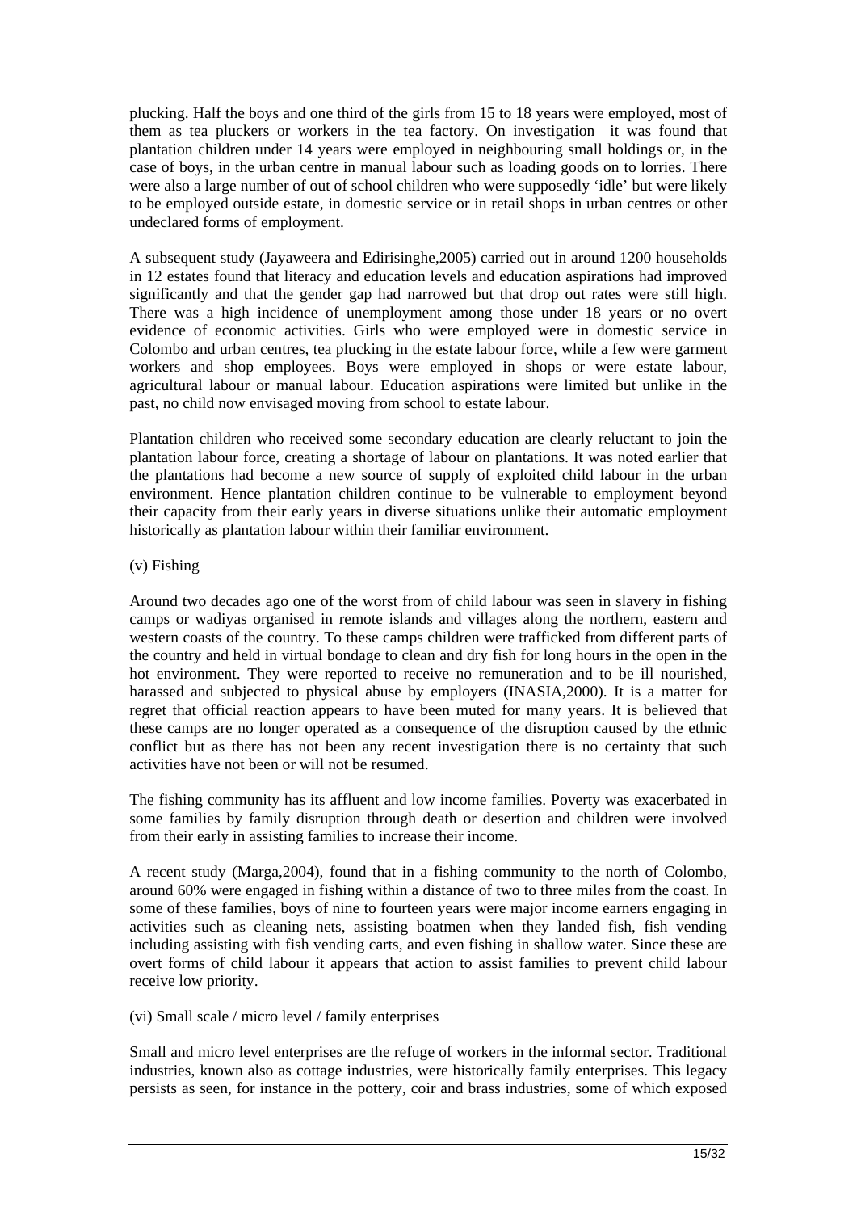plucking. Half the boys and one third of the girls from 15 to 18 years were employed, most of them as tea pluckers or workers in the tea factory. On investigation it was found that plantation children under 14 years were employed in neighbouring small holdings or, in the case of boys, in the urban centre in manual labour such as loading goods on to lorries. There were also a large number of out of school children who were supposedly 'idle' but were likely to be employed outside estate, in domestic service or in retail shops in urban centres or other undeclared forms of employment.

A subsequent study (Jayaweera and Edirisinghe,2005) carried out in around 1200 households in 12 estates found that literacy and education levels and education aspirations had improved significantly and that the gender gap had narrowed but that drop out rates were still high. There was a high incidence of unemployment among those under 18 years or no overt evidence of economic activities. Girls who were employed were in domestic service in Colombo and urban centres, tea plucking in the estate labour force, while a few were garment workers and shop employees. Boys were employed in shops or were estate labour, agricultural labour or manual labour. Education aspirations were limited but unlike in the past, no child now envisaged moving from school to estate labour.

Plantation children who received some secondary education are clearly reluctant to join the plantation labour force, creating a shortage of labour on plantations. It was noted earlier that the plantations had become a new source of supply of exploited child labour in the urban environment. Hence plantation children continue to be vulnerable to employment beyond their capacity from their early years in diverse situations unlike their automatic employment historically as plantation labour within their familiar environment.

(v) Fishing

Around two decades ago one of the worst from of child labour was seen in slavery in fishing camps or wadiyas organised in remote islands and villages along the northern, eastern and western coasts of the country. To these camps children were trafficked from different parts of the country and held in virtual bondage to clean and dry fish for long hours in the open in the hot environment. They were reported to receive no remuneration and to be ill nourished, harassed and subjected to physical abuse by employers (INASIA,2000). It is a matter for regret that official reaction appears to have been muted for many years. It is believed that these camps are no longer operated as a consequence of the disruption caused by the ethnic conflict but as there has not been any recent investigation there is no certainty that such activities have not been or will not be resumed.

The fishing community has its affluent and low income families. Poverty was exacerbated in some families by family disruption through death or desertion and children were involved from their early in assisting families to increase their income.

A recent study (Marga,2004), found that in a fishing community to the north of Colombo, around 60% were engaged in fishing within a distance of two to three miles from the coast. In some of these families, boys of nine to fourteen years were major income earners engaging in activities such as cleaning nets, assisting boatmen when they landed fish, fish vending including assisting with fish vending carts, and even fishing in shallow water. Since these are overt forms of child labour it appears that action to assist families to prevent child labour receive low priority.

(vi) Small scale / micro level / family enterprises

Small and micro level enterprises are the refuge of workers in the informal sector. Traditional industries, known also as cottage industries, were historically family enterprises. This legacy persists as seen, for instance in the pottery, coir and brass industries, some of which exposed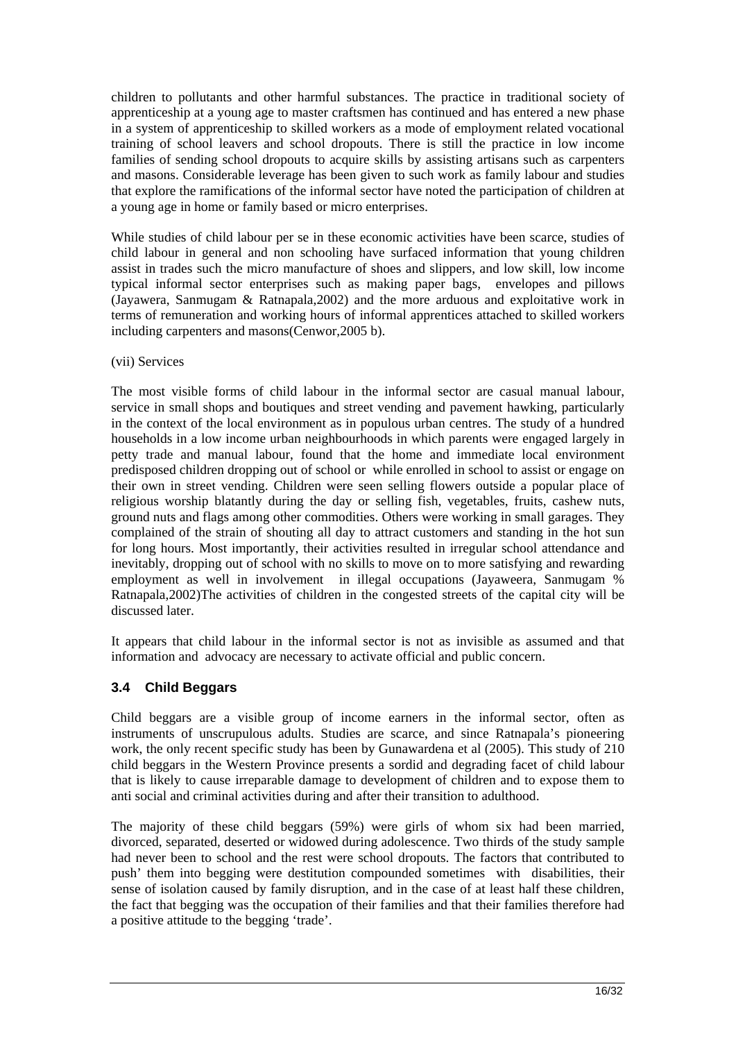children to pollutants and other harmful substances. The practice in traditional society of apprenticeship at a young age to master craftsmen has continued and has entered a new phase in a system of apprenticeship to skilled workers as a mode of employment related vocational training of school leavers and school dropouts. There is still the practice in low income families of sending school dropouts to acquire skills by assisting artisans such as carpenters and masons. Considerable leverage has been given to such work as family labour and studies that explore the ramifications of the informal sector have noted the participation of children at a young age in home or family based or micro enterprises.

While studies of child labour per se in these economic activities have been scarce, studies of child labour in general and non schooling have surfaced information that young children assist in trades such the micro manufacture of shoes and slippers, and low skill, low income typical informal sector enterprises such as making paper bags, envelopes and pillows (Jayawera, Sanmugam & Ratnapala,2002) and the more arduous and exploitative work in terms of remuneration and working hours of informal apprentices attached to skilled workers including carpenters and masons(Cenwor,2005 b).

(vii) Services

The most visible forms of child labour in the informal sector are casual manual labour, service in small shops and boutiques and street vending and pavement hawking, particularly in the context of the local environment as in populous urban centres. The study of a hundred households in a low income urban neighbourhoods in which parents were engaged largely in petty trade and manual labour, found that the home and immediate local environment predisposed children dropping out of school or while enrolled in school to assist or engage on their own in street vending. Children were seen selling flowers outside a popular place of religious worship blatantly during the day or selling fish, vegetables, fruits, cashew nuts, ground nuts and flags among other commodities. Others were working in small garages. They complained of the strain of shouting all day to attract customers and standing in the hot sun for long hours. Most importantly, their activities resulted in irregular school attendance and inevitably, dropping out of school with no skills to move on to more satisfying and rewarding employment as well in involvement in illegal occupations (Jayaweera, Sanmugam % Ratnapala,2002)The activities of children in the congested streets of the capital city will be discussed later.

It appears that child labour in the informal sector is not as invisible as assumed and that information and advocacy are necessary to activate official and public concern.

### 3.4 Child Beggars

Child beggars are a visible group of income earners in the informal sector, often as instruments of unscrupulous adults. Studies are scarce, and since Ratnapala's pioneering work, the only recent specific study has been by Gunawardena et al (2005). This study of 210 child beggars in the Western Province presents a sordid and degrading facet of child labour that is likely to cause irreparable damage to development of children and to expose them to anti social and criminal activities during and after their transition to adulthood.

The majority of these child beggars (59%) were girls of whom six had been married, divorced, separated, deserted or widowed during adolescence. Two thirds of the study sample had never been to school and the rest were school dropouts. The factors that contributed to push' them into begging were destitution compounded sometimes with disabilities, their sense of isolation caused by family disruption, and in the case of at least half these children, the fact that begging was the occupation of their families and that their families therefore had a positive attitude to the begging 'trade'.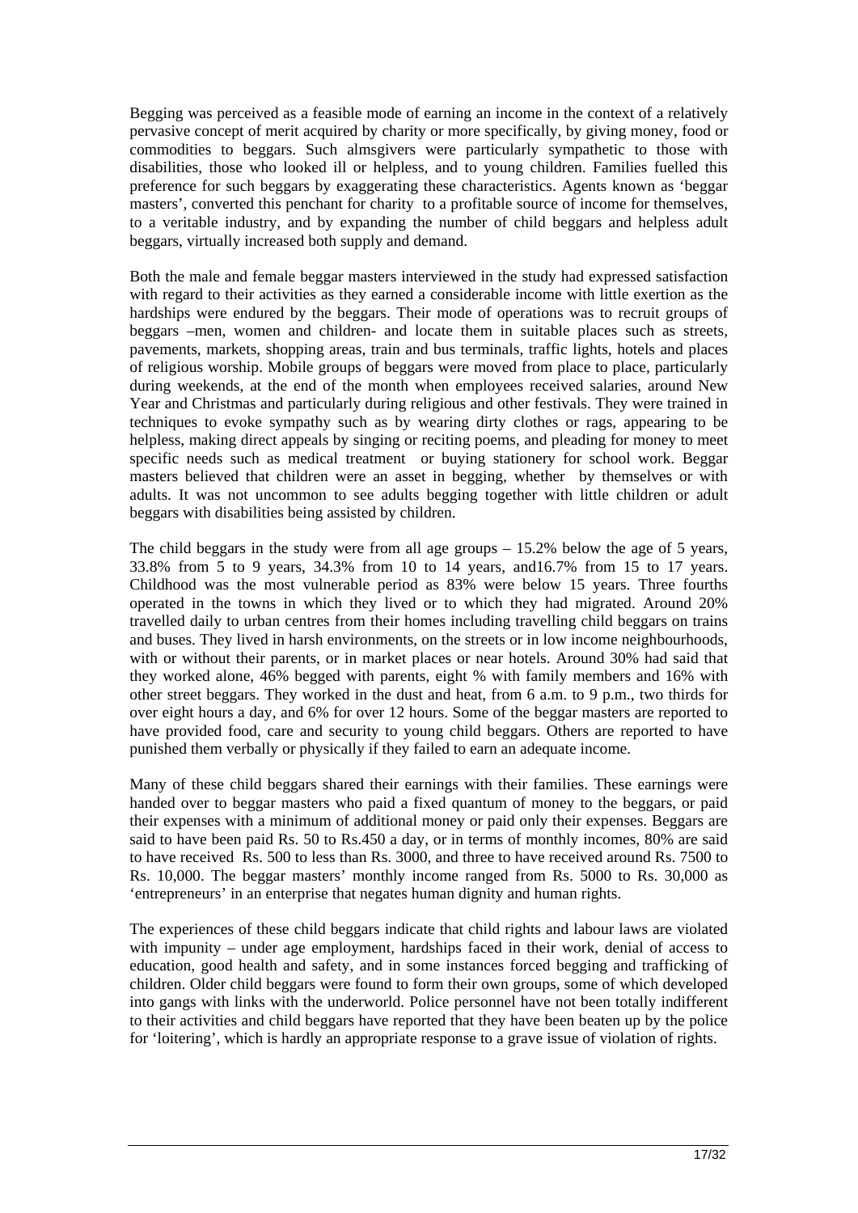Begging was perceived as a feasible mode of earning an income in the context of a relatively pervasive concept of merit acquired by charity or more specifically, by giving money, food or commodities to beggars. Such almsgivers were particularly sympathetic to those with disabilities, those who looked ill or helpless, and to young children. Families fuelled this preference for such beggars by exaggerating these characteristics. Agents known as 'beggar masters', converted this penchant for charity to a profitable source of income for themselves, to a veritable industry, and by expanding the number of child beggars and helpless adult beggars, virtually increased both supply and demand.

Both the male and female beggar masters interviewed in the study had expressed satisfaction with regard to their activities as they earned a considerable income with little exertion as the hardships were endured by the beggars. Their mode of operations was to recruit groups of beggars –men, women and children- and locate them in suitable places such as streets, pavements, markets, shopping areas, train and bus terminals, traffic lights, hotels and places of religious worship. Mobile groups of beggars were moved from place to place, particularly during weekends, at the end of the month when employees received salaries, around New Year and Christmas and particularly during religious and other festivals. They were trained in techniques to evoke sympathy such as by wearing dirty clothes or rags, appearing to be helpless, making direct appeals by singing or reciting poems, and pleading for money to meet specific needs such as medical treatment or buying stationery for school work. Beggar masters believed that children were an asset in begging, whether by themselves or with adults. It was not uncommon to see adults begging together with little children or adult beggars with disabilities being assisted by children.

The child beggars in the study were from all age groups – 15.2% below the age of 5 years, 33.8% from 5 to 9 years, 34.3% from 10 to 14 years, and16.7% from 15 to 17 years. Childhood was the most vulnerable period as 83% were below 15 years. Three fourths operated in the towns in which they lived or to which they had migrated. Around 20% travelled daily to urban centres from their homes including travelling child beggars on trains and buses. They lived in harsh environments, on the streets or in low income neighbourhoods, with or without their parents, or in market places or near hotels. Around 30% had said that they worked alone, 46% begged with parents, eight % with family members and 16% with other street beggars. They worked in the dust and heat, from 6 a.m. to 9 p.m., two thirds for over eight hours a day, and 6% for over 12 hours. Some of the beggar masters are reported to have provided food, care and security to young child beggars. Others are reported to have punished them verbally or physically if they failed to earn an adequate income.

Many of these child beggars shared their earnings with their families. These earnings were handed over to beggar masters who paid a fixed quantum of money to the beggars, or paid their expenses with a minimum of additional money or paid only their expenses. Beggars are said to have been paid Rs. 50 to Rs.450 a day, or in terms of monthly incomes, 80% are said to have received Rs. 500 to less than Rs. 3000, and three to have received around Rs. 7500 to Rs. 10,000. The beggar masters' monthly income ranged from Rs. 5000 to Rs. 30,000 as 'entrepreneurs' in an enterprise that negates human dignity and human rights.

The experiences of these child beggars indicate that child rights and labour laws are violated with impunity – under age employment, hardships faced in their work, denial of access to education, good health and safety, and in some instances forced begging and trafficking of children. Older child beggars were found to form their own groups, some of which developed into gangs with links with the underworld. Police personnel have not been totally indifferent to their activities and child beggars have reported that they have been beaten up by the police for 'loitering', which is hardly an appropriate response to a grave issue of violation of rights.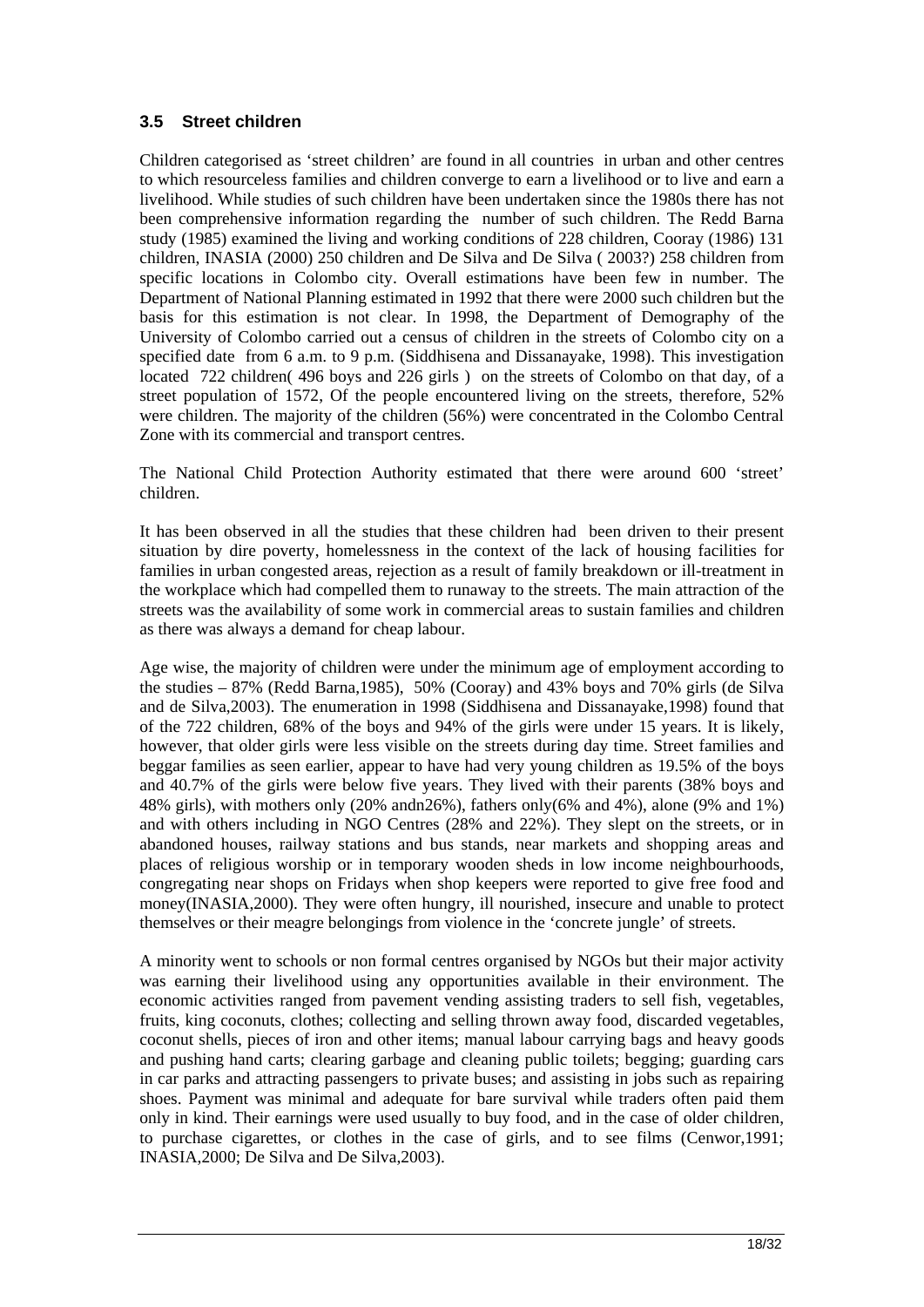### 3.5 Street children

Children categorised as 'street children' are found in all countries in urban and other centres to which resourceless families and children converge to earn a livelihood or to live and earn a livelihood. While studies of such children have been undertaken since the 1980s there has not been comprehensive information regarding the number of such children. The Redd Barna study (1985) examined the living and working conditions of 228 children, Cooray (1986) 131 children, INASIA (2000) 250 children and De Silva and De Silva ( 2003?) 258 children from specific locations in Colombo city. Overall estimations have been few in number. The Department of National Planning estimated in 1992 that there were 2000 such children but the basis for this estimation is not clear. In 1998, the Department of Demography of the University of Colombo carried out a census of children in the streets of Colombo city on a specified date from 6 a.m. to 9 p.m. (Siddhisena and Dissanayake, 1998). This investigation located 722 children( 496 boys and 226 girls ) on the streets of Colombo on that day, of a street population of 1572, Of the people encountered living on the streets, therefore, 52% were children. The majority of the children (56%) were concentrated in the Colombo Central Zone with its commercial and transport centres.

The National Child Protection Authority estimated that there were around 600 'street' children.

It has been observed in all the studies that these children had been driven to their present situation by dire poverty, homelessness in the context of the lack of housing facilities for families in urban congested areas, rejection as a result of family breakdown or ill-treatment in the workplace which had compelled them to runaway to the streets. The main attraction of the streets was the availability of some work in commercial areas to sustain families and children as there was always a demand for cheap labour.

Age wise, the majority of children were under the minimum age of employment according to the studies – 87% (Redd Barna,1985), 50% (Cooray) and 43% boys and 70% girls (de Silva and de Silva,2003). The enumeration in 1998 (Siddhisena and Dissanayake,1998) found that of the 722 children, 68% of the boys and 94% of the girls were under 15 years. It is likely, however, that older girls were less visible on the streets during day time. Street families and beggar families as seen earlier, appear to have had very young children as 19.5% of the boys and 40.7% of the girls were below five years. They lived with their parents (38% boys and 48% girls), with mothers only (20% andn26%), fathers only(6% and 4%), alone (9% and 1%) and with others including in NGO Centres (28% and 22%). They slept on the streets, or in abandoned houses, railway stations and bus stands, near markets and shopping areas and places of religious worship or in temporary wooden sheds in low income neighbourhoods, congregating near shops on Fridays when shop keepers were reported to give free food and money(INASIA,2000). They were often hungry, ill nourished, insecure and unable to protect themselves or their meagre belongings from violence in the 'concrete jungle' of streets.

A minority went to schools or non formal centres organised by NGOs but their major activity was earning their livelihood using any opportunities available in their environment. The economic activities ranged from pavement vending assisting traders to sell fish, vegetables, fruits, king coconuts, clothes; collecting and selling thrown away food, discarded vegetables, coconut shells, pieces of iron and other items; manual labour carrying bags and heavy goods and pushing hand carts; clearing garbage and cleaning public toilets; begging; guarding cars in car parks and attracting passengers to private buses; and assisting in jobs such as repairing shoes. Payment was minimal and adequate for bare survival while traders often paid them only in kind. Their earnings were used usually to buy food, and in the case of older children, to purchase cigarettes, or clothes in the case of girls, and to see films (Cenwor,1991; INASIA,2000; De Silva and De Silva,2003).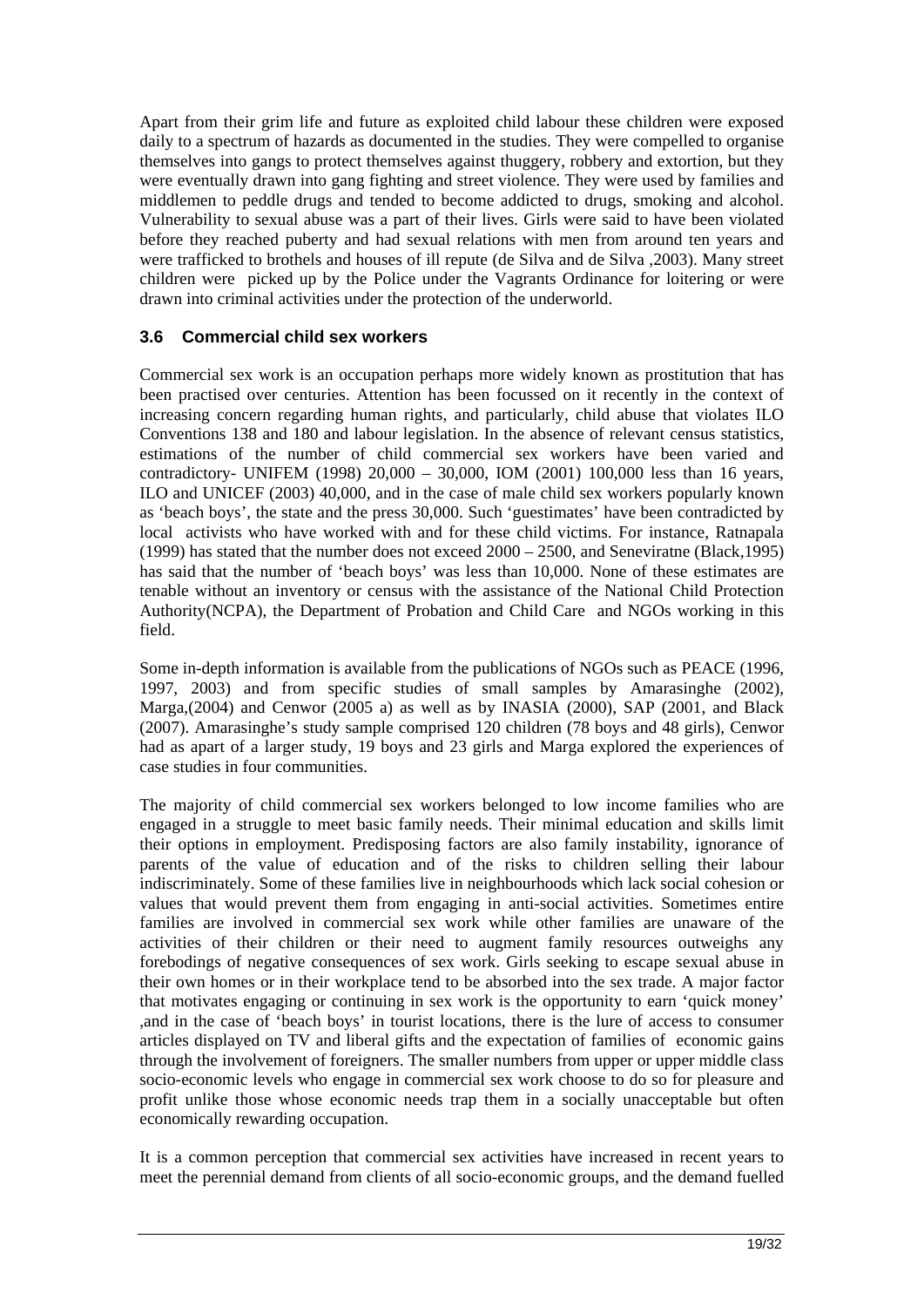Apart from their grim life and future as exploited child labour these children were exposed daily to a spectrum of hazards as documented in the studies. They were compelled to organise themselves into gangs to protect themselves against thuggery, robbery and extortion, but they were eventually drawn into gang fighting and street violence. They were used by families and middlemen to peddle drugs and tended to become addicted to drugs, smoking and alcohol. Vulnerability to sexual abuse was a part of their lives. Girls were said to have been violated before they reached puberty and had sexual relations with men from around ten years and were trafficked to brothels and houses of ill repute (de Silva and de Silva ,2003). Many street children were picked up by the Police under the Vagrants Ordinance for loitering or were drawn into criminal activities under the protection of the underworld.

### 3.6 Commercial child sex workers

Commercial sex work is an occupation perhaps more widely known as prostitution that has been practised over centuries. Attention has been focussed on it recently in the context of increasing concern regarding human rights, and particularly, child abuse that violates ILO Conventions 138 and 180 and labour legislation. In the absence of relevant census statistics, estimations of the number of child commercial sex workers have been varied and contradictory- UNIFEM (1998) 20,000 – 30,000, IOM (2001) 100,000 less than 16 years, ILO and UNICEF (2003) 40,000, and in the case of male child sex workers popularly known as 'beach boys', the state and the press 30,000. Such 'guestimates' have been contradicted by local activists who have worked with and for these child victims. For instance, Ratnapala (1999) has stated that the number does not exceed 2000 – 2500, and Seneviratne (Black,1995) has said that the number of 'beach boys' was less than 10,000. None of these estimates are tenable without an inventory or census with the assistance of the National Child Protection Authority(NCPA), the Department of Probation and Child Care and NGOs working in this field.

Some in-depth information is available from the publications of NGOs such as PEACE (1996, 1997, 2003) and from specific studies of small samples by Amarasinghe (2002), Marga,(2004) and Cenwor (2005 a) as well as by INASIA (2000), SAP (2001, and Black (2007). Amarasinghe's study sample comprised 120 children (78 boys and 48 girls), Cenwor had as apart of a larger study, 19 boys and 23 girls and Marga explored the experiences of case studies in four communities.

The majority of child commercial sex workers belonged to low income families who are engaged in a struggle to meet basic family needs. Their minimal education and skills limit their options in employment. Predisposing factors are also family instability, ignorance of parents of the value of education and of the risks to children selling their labour indiscriminately. Some of these families live in neighbourhoods which lack social cohesion or values that would prevent them from engaging in anti-social activities. Sometimes entire families are involved in commercial sex work while other families are unaware of the activities of their children or their need to augment family resources outweighs any forebodings of negative consequences of sex work. Girls seeking to escape sexual abuse in their own homes or in their workplace tend to be absorbed into the sex trade. A major factor that motivates engaging or continuing in sex work is the opportunity to earn 'quick money' ,and in the case of 'beach boys' in tourist locations, there is the lure of access to consumer articles displayed on TV and liberal gifts and the expectation of families of economic gains through the involvement of foreigners. The smaller numbers from upper or upper middle class socio-economic levels who engage in commercial sex work choose to do so for pleasure and profit unlike those whose economic needs trap them in a socially unacceptable but often economically rewarding occupation.

It is a common perception that commercial sex activities have increased in recent years to meet the perennial demand from clients of all socio-economic groups, and the demand fuelled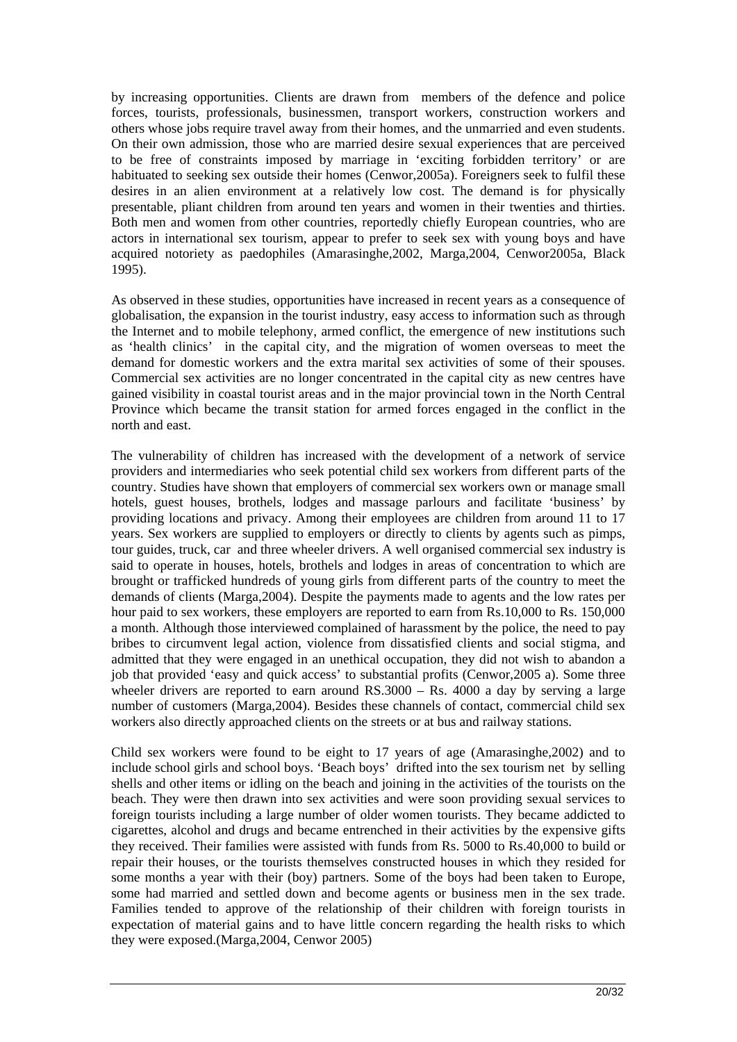by increasing opportunities. Clients are drawn from members of the defence and police forces, tourists, professionals, businessmen, transport workers, construction workers and others whose jobs require travel away from their homes, and the unmarried and even students. On their own admission, those who are married desire sexual experiences that are perceived to be free of constraints imposed by marriage in 'exciting forbidden territory' or are habituated to seeking sex outside their homes (Cenwor,2005a). Foreigners seek to fulfil these desires in an alien environment at a relatively low cost. The demand is for physically presentable, pliant children from around ten years and women in their twenties and thirties. Both men and women from other countries, reportedly chiefly European countries, who are actors in international sex tourism, appear to prefer to seek sex with young boys and have acquired notoriety as paedophiles (Amarasinghe,2002, Marga,2004, Cenwor2005a, Black 1995).

As observed in these studies, opportunities have increased in recent years as a consequence of globalisation, the expansion in the tourist industry, easy access to information such as through the Internet and to mobile telephony, armed conflict, the emergence of new institutions such as 'health clinics' in the capital city, and the migration of women overseas to meet the demand for domestic workers and the extra marital sex activities of some of their spouses. Commercial sex activities are no longer concentrated in the capital city as new centres have gained visibility in coastal tourist areas and in the major provincial town in the North Central Province which became the transit station for armed forces engaged in the conflict in the north and east.

The vulnerability of children has increased with the development of a network of service providers and intermediaries who seek potential child sex workers from different parts of the country. Studies have shown that employers of commercial sex workers own or manage small hotels, guest houses, brothels, lodges and massage parlours and facilitate 'business' by providing locations and privacy. Among their employees are children from around 11 to 17 years. Sex workers are supplied to employers or directly to clients by agents such as pimps, tour guides, truck, car and three wheeler drivers. A well organised commercial sex industry is said to operate in houses, hotels, brothels and lodges in areas of concentration to which are brought or trafficked hundreds of young girls from different parts of the country to meet the demands of clients (Marga,2004). Despite the payments made to agents and the low rates per hour paid to sex workers, these employers are reported to earn from Rs.10,000 to Rs. 150,000 a month. Although those interviewed complained of harassment by the police, the need to pay bribes to circumvent legal action, violence from dissatisfied clients and social stigma, and admitted that they were engaged in an unethical occupation, they did not wish to abandon a job that provided 'easy and quick access' to substantial profits (Cenwor,2005 a). Some three wheeler drivers are reported to earn around RS.3000 – Rs. 4000 a day by serving a large number of customers (Marga,2004). Besides these channels of contact, commercial child sex workers also directly approached clients on the streets or at bus and railway stations.

Child sex workers were found to be eight to 17 years of age (Amarasinghe,2002) and to include school girls and school boys. 'Beach boys' drifted into the sex tourism net by selling shells and other items or idling on the beach and joining in the activities of the tourists on the beach. They were then drawn into sex activities and were soon providing sexual services to foreign tourists including a large number of older women tourists. They became addicted to cigarettes, alcohol and drugs and became entrenched in their activities by the expensive gifts they received. Their families were assisted with funds from Rs. 5000 to Rs.40,000 to build or repair their houses, or the tourists themselves constructed houses in which they resided for some months a year with their (boy) partners. Some of the boys had been taken to Europe, some had married and settled down and become agents or business men in the sex trade. Families tended to approve of the relationship of their children with foreign tourists in expectation of material gains and to have little concern regarding the health risks to which they were exposed.(Marga,2004, Cenwor 2005)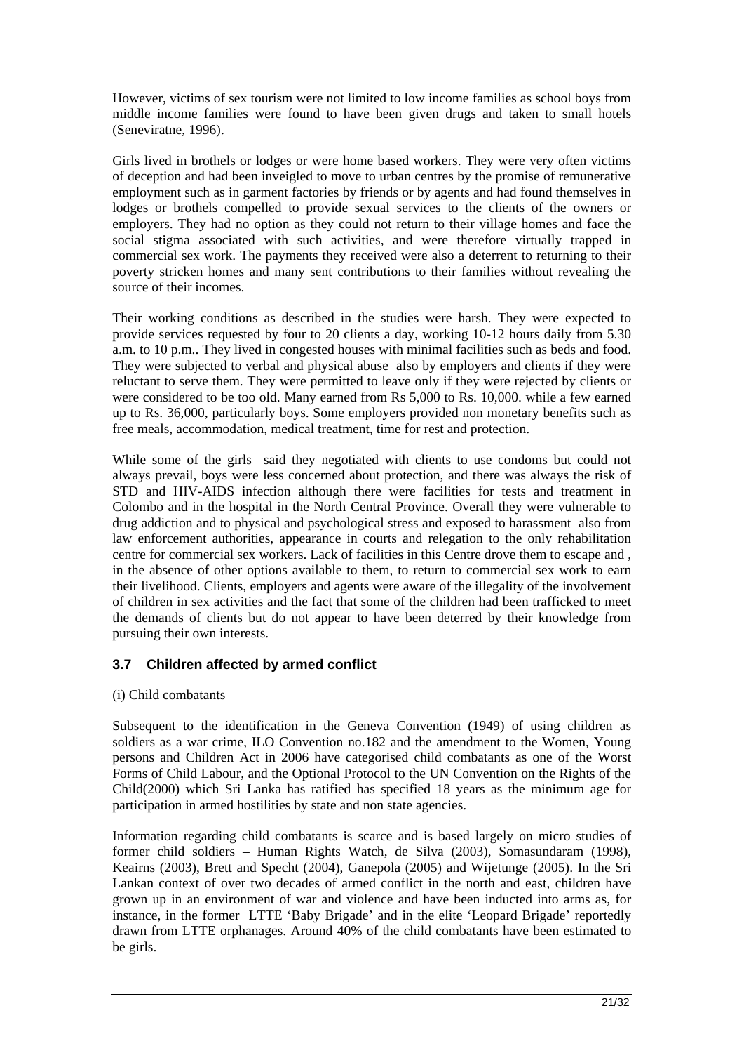However, victims of sex tourism were not limited to low income families as school boys from middle income families were found to have been given drugs and taken to small hotels (Seneviratne, 1996).

Girls lived in brothels or lodges or were home based workers. They were very often victims of deception and had been inveigled to move to urban centres by the promise of remunerative employment such as in garment factories by friends or by agents and had found themselves in lodges or brothels compelled to provide sexual services to the clients of the owners or employers. They had no option as they could not return to their village homes and face the social stigma associated with such activities, and were therefore virtually trapped in commercial sex work. The payments they received were also a deterrent to returning to their poverty stricken homes and many sent contributions to their families without revealing the source of their incomes.

Their working conditions as described in the studies were harsh. They were expected to provide services requested by four to 20 clients a day, working 10-12 hours daily from 5.30 a.m. to 10 p.m.. They lived in congested houses with minimal facilities such as beds and food. They were subjected to verbal and physical abuse also by employers and clients if they were reluctant to serve them. They were permitted to leave only if they were rejected by clients or were considered to be too old. Many earned from Rs 5,000 to Rs. 10,000. while a few earned up to Rs. 36,000, particularly boys. Some employers provided non monetary benefits such as free meals, accommodation, medical treatment, time for rest and protection.

While some of the girls said they negotiated with clients to use condoms but could not always prevail, boys were less concerned about protection, and there was always the risk of STD and HIV-AIDS infection although there were facilities for tests and treatment in Colombo and in the hospital in the North Central Province. Overall they were vulnerable to drug addiction and to physical and psychological stress and exposed to harassment also from law enforcement authorities, appearance in courts and relegation to the only rehabilitation centre for commercial sex workers. Lack of facilities in this Centre drove them to escape and , in the absence of other options available to them, to return to commercial sex work to earn their livelihood. Clients, employers and agents were aware of the illegality of the involvement of children in sex activities and the fact that some of the children had been trafficked to meet the demands of clients but do not appear to have been deterred by their knowledge from pursuing their own interests.

### 3.7 Children affected by armed conflict

(i) Child combatants

Subsequent to the identification in the Geneva Convention (1949) of using children as soldiers as a war crime, ILO Convention no.182 and the amendment to the Women, Young persons and Children Act in 2006 have categorised child combatants as one of the Worst Forms of Child Labour, and the Optional Protocol to the UN Convention on the Rights of the Child(2000) which Sri Lanka has ratified has specified 18 years as the minimum age for participation in armed hostilities by state and non state agencies.

Information regarding child combatants is scarce and is based largely on micro studies of former child soldiers – Human Rights Watch, de Silva (2003), Somasundaram (1998), Keairns (2003), Brett and Specht (2004), Ganepola (2005) and Wijetunge (2005). In the Sri Lankan context of over two decades of armed conflict in the north and east, children have grown up in an environment of war and violence and have been inducted into arms as, for instance, in the former LTTE 'Baby Brigade' and in the elite 'Leopard Brigade' reportedly drawn from LTTE orphanages. Around 40% of the child combatants have been estimated to be girls.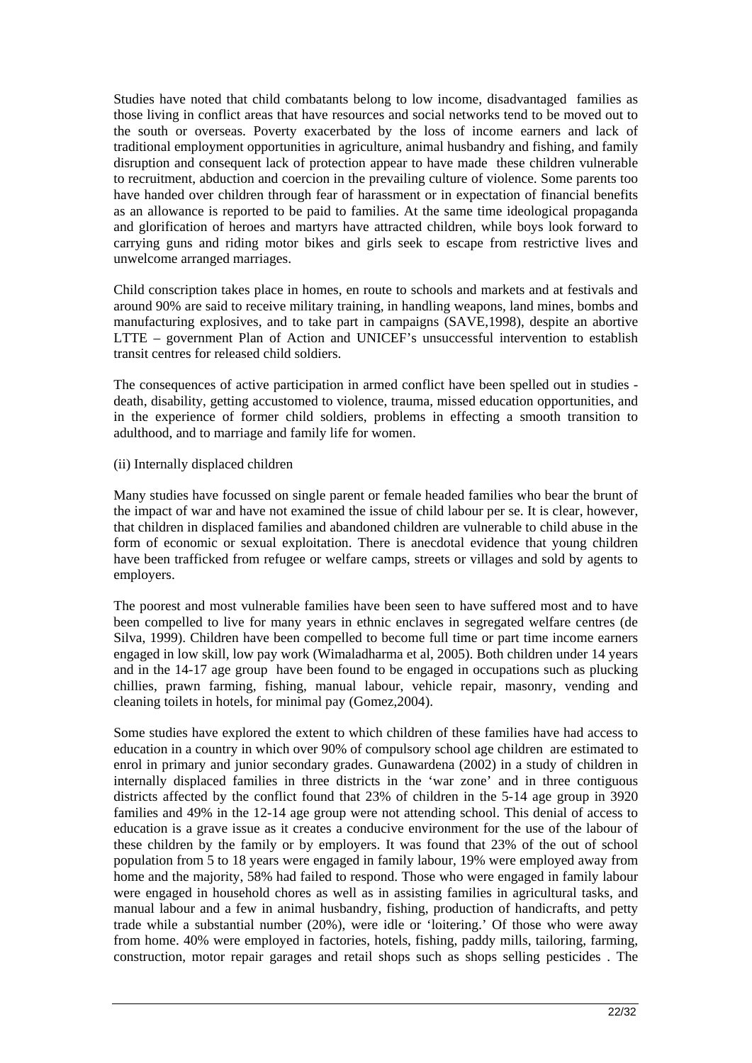Studies have noted that child combatants belong to low income, disadvantaged families as those living in conflict areas that have resources and social networks tend to be moved out to the south or overseas. Poverty exacerbated by the loss of income earners and lack of traditional employment opportunities in agriculture, animal husbandry and fishing, and family disruption and consequent lack of protection appear to have made these children vulnerable to recruitment, abduction and coercion in the prevailing culture of violence. Some parents too have handed over children through fear of harassment or in expectation of financial benefits as an allowance is reported to be paid to families. At the same time ideological propaganda and glorification of heroes and martyrs have attracted children, while boys look forward to carrying guns and riding motor bikes and girls seek to escape from restrictive lives and unwelcome arranged marriages.

Child conscription takes place in homes, en route to schools and markets and at festivals and around 90% are said to receive military training, in handling weapons, land mines, bombs and manufacturing explosives, and to take part in campaigns (SAVE,1998), despite an abortive LTTE – government Plan of Action and UNICEF's unsuccessful intervention to establish transit centres for released child soldiers.

The consequences of active participation in armed conflict have been spelled out in studies - death, disability, getting accustomed to violence, trauma, missed education opportunities, and in the experience of former child soldiers, problems in effecting a smooth transition to adulthood, and to marriage and family life for women.

(ii) Internally displaced children

Many studies have focussed on single parent or female headed families who bear the brunt of the impact of war and have not examined the issue of child labour per se. It is clear, however, that children in displaced families and abandoned children are vulnerable to child abuse in the form of economic or sexual exploitation. There is anecdotal evidence that young children have been trafficked from refugee or welfare camps, streets or villages and sold by agents to employers.

The poorest and most vulnerable families have been seen to have suffered most and to have been compelled to live for many years in ethnic enclaves in segregated welfare centres (de Silva, 1999). Children have been compelled to become full time or part time income earners engaged in low skill, low pay work (Wimaladharma et al, 2005). Both children under 14 years and in the 14-17 age group have been found to be engaged in occupations such as plucking chillies, prawn farming, fishing, manual labour, vehicle repair, masonry, vending and cleaning toilets in hotels, for minimal pay (Gomez,2004).

Some studies have explored the extent to which children of these families have had access to education in a country in which over 90% of compulsory school age children are estimated to enrol in primary and junior secondary grades. Gunawardena (2002) in a study of children in internally displaced families in three districts in the 'war zone' and in three contiguous districts affected by the conflict found that 23% of children in the 5-14 age group in 3920 families and 49% in the 12-14 age group were not attending school. This denial of access to education is a grave issue as it creates a conducive environment for the use of the labour of these children by the family or by employers. It was found that 23% of the out of school population from 5 to 18 years were engaged in family labour, 19% were employed away from home and the majority, 58% had failed to respond. Those who were engaged in family labour were engaged in household chores as well as in assisting families in agricultural tasks, and manual labour and a few in animal husbandry, fishing, production of handicrafts, and petty trade while a substantial number (20%), were idle or 'loitering.' Of those who were away from home. 40% were employed in factories, hotels, fishing, paddy mills, tailoring, farming, construction, motor repair garages and retail shops such as shops selling pesticides . The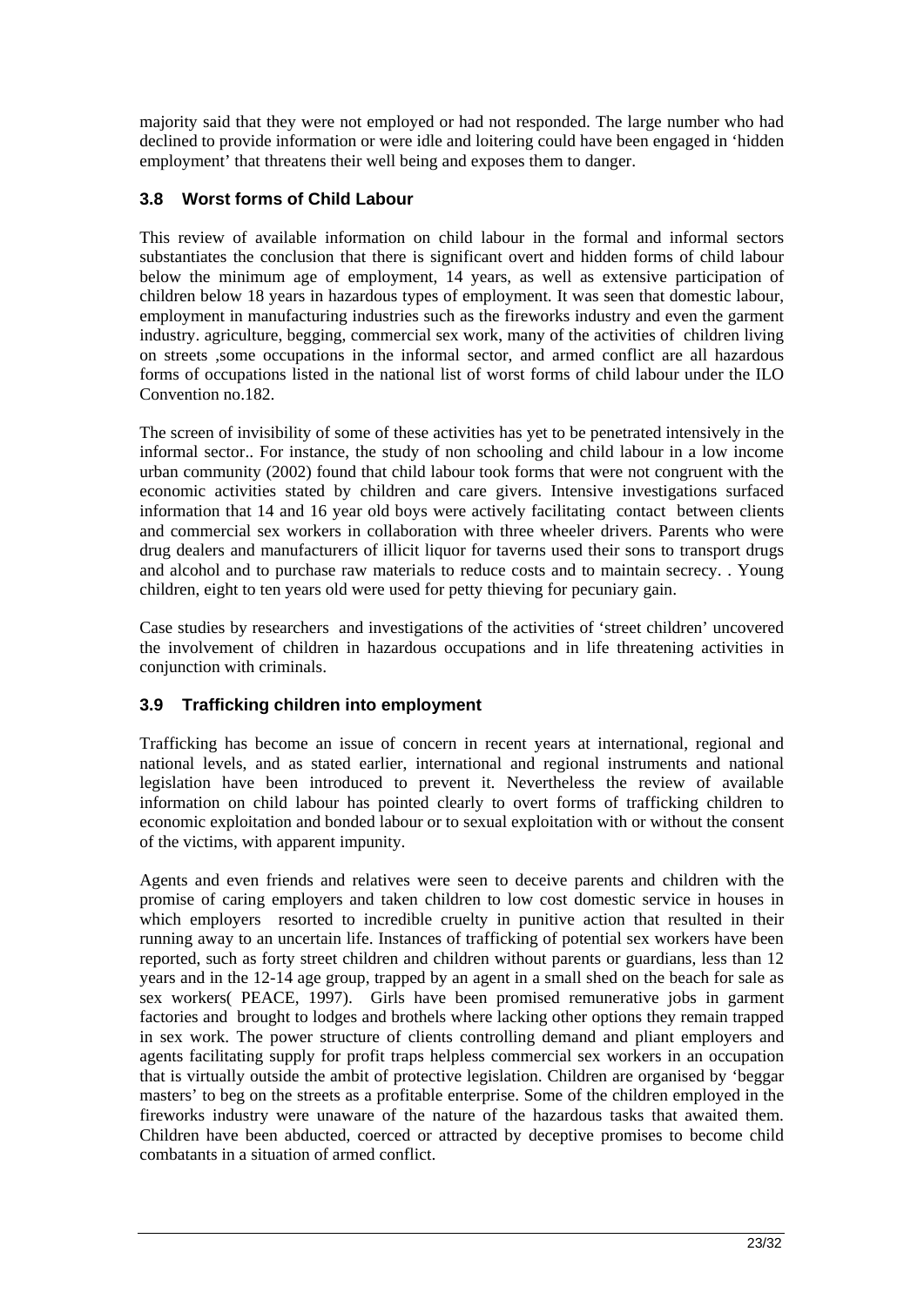majority said that they were not employed or had not responded. The large number who had declined to provide information or were idle and loitering could have been engaged in 'hidden employment' that threatens their well being and exposes them to danger.

### 3.8 Worst forms of Child Labour

This review of available information on child labour in the formal and informal sectors substantiates the conclusion that there is significant overt and hidden forms of child labour below the minimum age of employment, 14 years, as well as extensive participation of children below 18 years in hazardous types of employment. It was seen that domestic labour, employment in manufacturing industries such as the fireworks industry and even the garment industry. agriculture, begging, commercial sex work, many of the activities of children living on streets ,some occupations in the informal sector, and armed conflict are all hazardous forms of occupations listed in the national list of worst forms of child labour under the ILO Convention no.182.

The screen of invisibility of some of these activities has yet to be penetrated intensively in the informal sector.. For instance, the study of non schooling and child labour in a low income urban community (2002) found that child labour took forms that were not congruent with the economic activities stated by children and care givers. Intensive investigations surfaced information that 14 and 16 year old boys were actively facilitating contact between clients and commercial sex workers in collaboration with three wheeler drivers. Parents who were drug dealers and manufacturers of illicit liquor for taverns used their sons to transport drugs and alcohol and to purchase raw materials to reduce costs and to maintain secrecy. . Young children, eight to ten years old were used for petty thieving for pecuniary gain.

Case studies by researchers and investigations of the activities of 'street children' uncovered the involvement of children in hazardous occupations and in life threatening activities in conjunction with criminals.

### 3.9 Trafficking children into employment

Trafficking has become an issue of concern in recent years at international, regional and national levels, and as stated earlier, international and regional instruments and national legislation have been introduced to prevent it. Nevertheless the review of available information on child labour has pointed clearly to overt forms of trafficking children to economic exploitation and bonded labour or to sexual exploitation with or without the consent of the victims, with apparent impunity.

Agents and even friends and relatives were seen to deceive parents and children with the promise of caring employers and taken children to low cost domestic service in houses in which employers resorted to incredible cruelty in punitive action that resulted in their running away to an uncertain life. Instances of trafficking of potential sex workers have been reported, such as forty street children and children without parents or guardians, less than 12 years and in the 12-14 age group, trapped by an agent in a small shed on the beach for sale as sex workers( PEACE, 1997). Girls have been promised remunerative jobs in garment factories and brought to lodges and brothels where lacking other options they remain trapped in sex work. The power structure of clients controlling demand and pliant employers and agents facilitating supply for profit traps helpless commercial sex workers in an occupation that is virtually outside the ambit of protective legislation. Children are organised by 'beggar masters' to beg on the streets as a profitable enterprise. Some of the children employed in the fireworks industry were unaware of the nature of the hazardous tasks that awaited them. Children have been abducted, coerced or attracted by deceptive promises to become child combatants in a situation of armed conflict.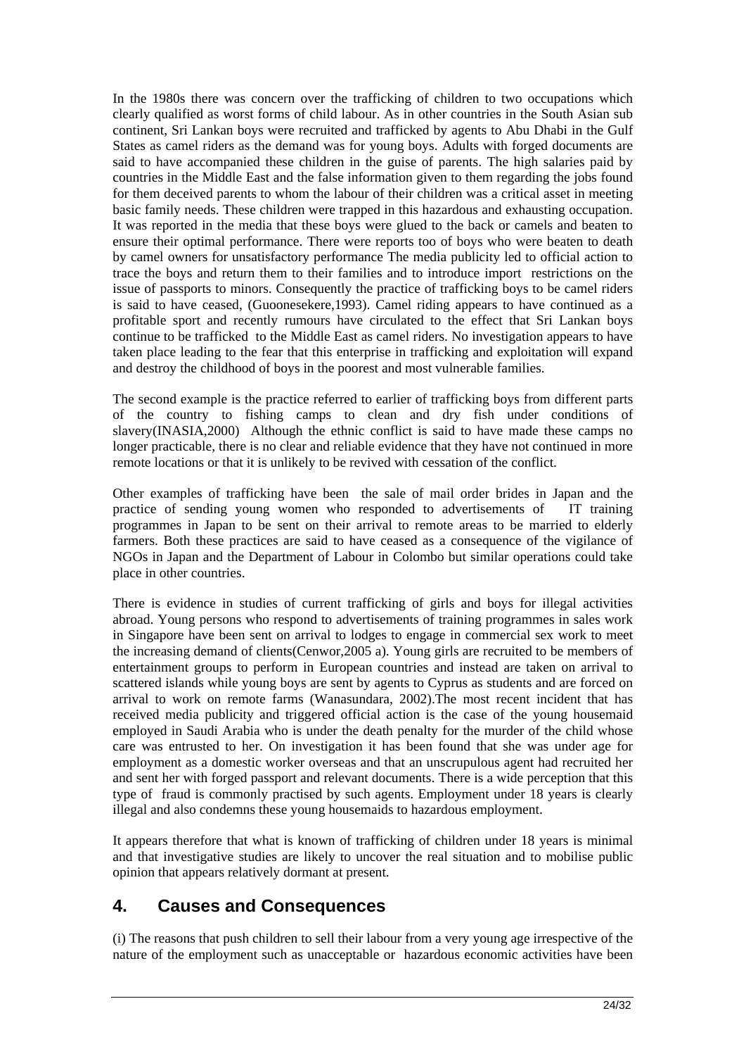In the 1980s there was concern over the trafficking of children to two occupations which clearly qualified as worst forms of child labour. As in other countries in the South Asian sub continent, Sri Lankan boys were recruited and trafficked by agents to Abu Dhabi in the Gulf States as camel riders as the demand was for young boys. Adults with forged documents are said to have accompanied these children in the guise of parents. The high salaries paid by countries in the Middle East and the false information given to them regarding the jobs found for them deceived parents to whom the labour of their children was a critical asset in meeting basic family needs. These children were trapped in this hazardous and exhausting occupation. It was reported in the media that these boys were glued to the back or camels and beaten to ensure their optimal performance. There were reports too of boys who were beaten to death by camel owners for unsatisfactory performance The media publicity led to official action to trace the boys and return them to their families and to introduce import restrictions on the issue of passports to minors. Consequently the practice of trafficking boys to be camel riders is said to have ceased, (Guoonesekere,1993). Camel riding appears to have continued as a profitable sport and recently rumours have circulated to the effect that Sri Lankan boys continue to be trafficked to the Middle East as camel riders. No investigation appears to have taken place leading to the fear that this enterprise in trafficking and exploitation will expand and destroy the childhood of boys in the poorest and most vulnerable families.

The second example is the practice referred to earlier of trafficking boys from different parts of the country to fishing camps to clean and dry fish under conditions of slavery(INASIA,2000) Although the ethnic conflict is said to have made these camps no longer practicable, there is no clear and reliable evidence that they have not continued in more remote locations or that it is unlikely to be revived with cessation of the conflict.

Other examples of trafficking have been the sale of mail order brides in Japan and the practice of sending young women who responded to advertisements of IT training programmes in Japan to be sent on their arrival to remote areas to be married to elderly farmers. Both these practices are said to have ceased as a consequence of the vigilance of NGOs in Japan and the Department of Labour in Colombo but similar operations could take place in other countries.

There is evidence in studies of current trafficking of girls and boys for illegal activities abroad. Young persons who respond to advertisements of training programmes in sales work in Singapore have been sent on arrival to lodges to engage in commercial sex work to meet the increasing demand of clients(Cenwor,2005 a). Young girls are recruited to be members of entertainment groups to perform in European countries and instead are taken on arrival to scattered islands while young boys are sent by agents to Cyprus as students and are forced on arrival to work on remote farms (Wanasundara, 2002).The most recent incident that has received media publicity and triggered official action is the case of the young housemaid employed in Saudi Arabia who is under the death penalty for the murder of the child whose care was entrusted to her. On investigation it has been found that she was under age for employment as a domestic worker overseas and that an unscrupulous agent had recruited her and sent her with forged passport and relevant documents. There is a wide perception that this type of fraud is commonly practised by such agents. Employment under 18 years is clearly illegal and also condemns these young housemaids to hazardous employment.

It appears therefore that what is known of trafficking of children under 18 years is minimal and that investigative studies are likely to uncover the real situation and to mobilise public opinion that appears relatively dormant at present.

## 4. Causes and Consequences

(i) The reasons that push children to sell their labour from a very young age irrespective of the nature of the employment such as unacceptable or hazardous economic activities have been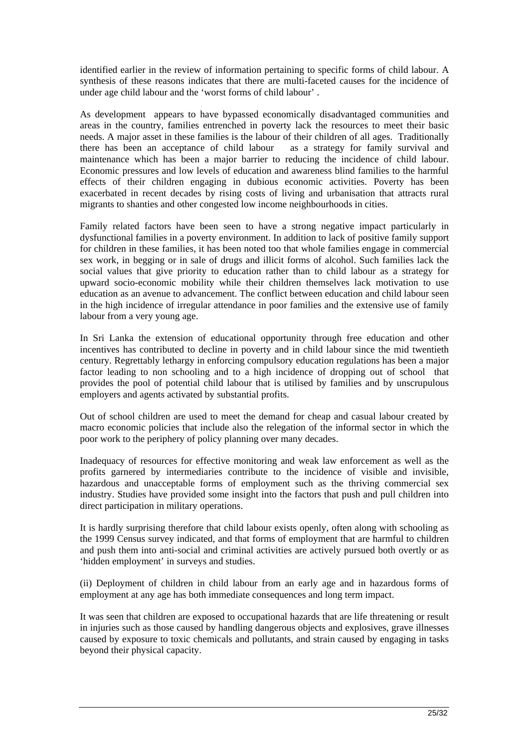identified earlier in the review of information pertaining to specific forms of child labour. A synthesis of these reasons indicates that there are multi-faceted causes for the incidence of under age child labour and the 'worst forms of child labour' .

As development appears to have bypassed economically disadvantaged communities and areas in the country, families entrenched in poverty lack the resources to meet their basic needs. A major asset in these families is the labour of their children of all ages. Traditionally there has been an acceptance of child labour as a strategy for family survival and maintenance which has been a major barrier to reducing the incidence of child labour. Economic pressures and low levels of education and awareness blind families to the harmful effects of their children engaging in dubious economic activities. Poverty has been exacerbated in recent decades by rising costs of living and urbanisation that attracts rural migrants to shanties and other congested low income neighbourhoods in cities.

Family related factors have been seen to have a strong negative impact particularly in dysfunctional families in a poverty environment. In addition to lack of positive family support for children in these families, it has been noted too that whole families engage in commercial sex work, in begging or in sale of drugs and illicit forms of alcohol. Such families lack the social values that give priority to education rather than to child labour as a strategy for upward socio-economic mobility while their children themselves lack motivation to use education as an avenue to advancement. The conflict between education and child labour seen in the high incidence of irregular attendance in poor families and the extensive use of family labour from a very young age.

In Sri Lanka the extension of educational opportunity through free education and other incentives has contributed to decline in poverty and in child labour since the mid twentieth century. Regrettably lethargy in enforcing compulsory education regulations has been a major factor leading to non schooling and to a high incidence of dropping out of school that provides the pool of potential child labour that is utilised by families and by unscrupulous employers and agents activated by substantial profits.

Out of school children are used to meet the demand for cheap and casual labour created by macro economic policies that include also the relegation of the informal sector in which the poor work to the periphery of policy planning over many decades.

Inadequacy of resources for effective monitoring and weak law enforcement as well as the profits garnered by intermediaries contribute to the incidence of visible and invisible, hazardous and unacceptable forms of employment such as the thriving commercial sex industry. Studies have provided some insight into the factors that push and pull children into direct participation in military operations.

It is hardly surprising therefore that child labour exists openly, often along with schooling as the 1999 Census survey indicated, and that forms of employment that are harmful to children and push them into anti-social and criminal activities are actively pursued both overtly or as 'hidden employment' in surveys and studies.

(ii) Deployment of children in child labour from an early age and in hazardous forms of employment at any age has both immediate consequences and long term impact.

It was seen that children are exposed to occupational hazards that are life threatening or result in injuries such as those caused by handling dangerous objects and explosives, grave illnesses caused by exposure to toxic chemicals and pollutants, and strain caused by engaging in tasks beyond their physical capacity.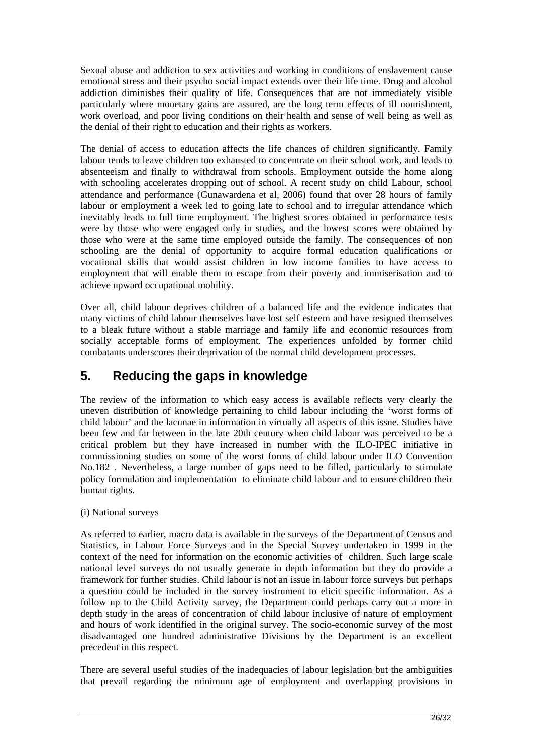Sexual abuse and addiction to sex activities and working in conditions of enslavement cause emotional stress and their psycho social impact extends over their life time. Drug and alcohol addiction diminishes their quality of life. Consequences that are not immediately visible particularly where monetary gains are assured, are the long term effects of ill nourishment, work overload, and poor living conditions on their health and sense of well being as well as the denial of their right to education and their rights as workers.

The denial of access to education affects the life chances of children significantly. Family labour tends to leave children too exhausted to concentrate on their school work, and leads to absenteeism and finally to withdrawal from schools. Employment outside the home along with schooling accelerates dropping out of school. A recent study on child Labour, school attendance and performance (Gunawardena et al, 2006) found that over 28 hours of family labour or employment a week led to going late to school and to irregular attendance which inevitably leads to full time employment. The highest scores obtained in performance tests were by those who were engaged only in studies, and the lowest scores were obtained by those who were at the same time employed outside the family. The consequences of non schooling are the denial of opportunity to acquire formal education qualifications or vocational skills that would assist children in low income families to have access to employment that will enable them to escape from their poverty and immiserisation and to achieve upward occupational mobility.

Over all, child labour deprives children of a balanced life and the evidence indicates that many victims of child labour themselves have lost self esteem and have resigned themselves to a bleak future without a stable marriage and family life and economic resources from socially acceptable forms of employment. The experiences unfolded by former child combatants underscores their deprivation of the normal child development processes.

## 5. Reducing the gaps in knowledge

The review of the information to which easy access is available reflects very clearly the uneven distribution of knowledge pertaining to child labour including the 'worst forms of child labour' and the lacunae in information in virtually all aspects of this issue. Studies have been few and far between in the late 20th century when child labour was perceived to be a critical problem but they have increased in number with the ILO-IPEC initiative in commissioning studies on some of the worst forms of child labour under ILO Convention No.182 . Nevertheless, a large number of gaps need to be filled, particularly to stimulate policy formulation and implementation to eliminate child labour and to ensure children their human rights.

(i) National surveys

As referred to earlier, macro data is available in the surveys of the Department of Census and Statistics, in Labour Force Surveys and in the Special Survey undertaken in 1999 in the context of the need for information on the economic activities of children. Such large scale national level surveys do not usually generate in depth information but they do provide a framework for further studies. Child labour is not an issue in labour force surveys but perhaps a question could be included in the survey instrument to elicit specific information. As a follow up to the Child Activity survey, the Department could perhaps carry out a more in depth study in the areas of concentration of child labour inclusive of nature of employment and hours of work identified in the original survey. The socio-economic survey of the most disadvantaged one hundred administrative Divisions by the Department is an excellent precedent in this respect.

There are several useful studies of the inadequacies of labour legislation but the ambiguities that prevail regarding the minimum age of employment and overlapping provisions in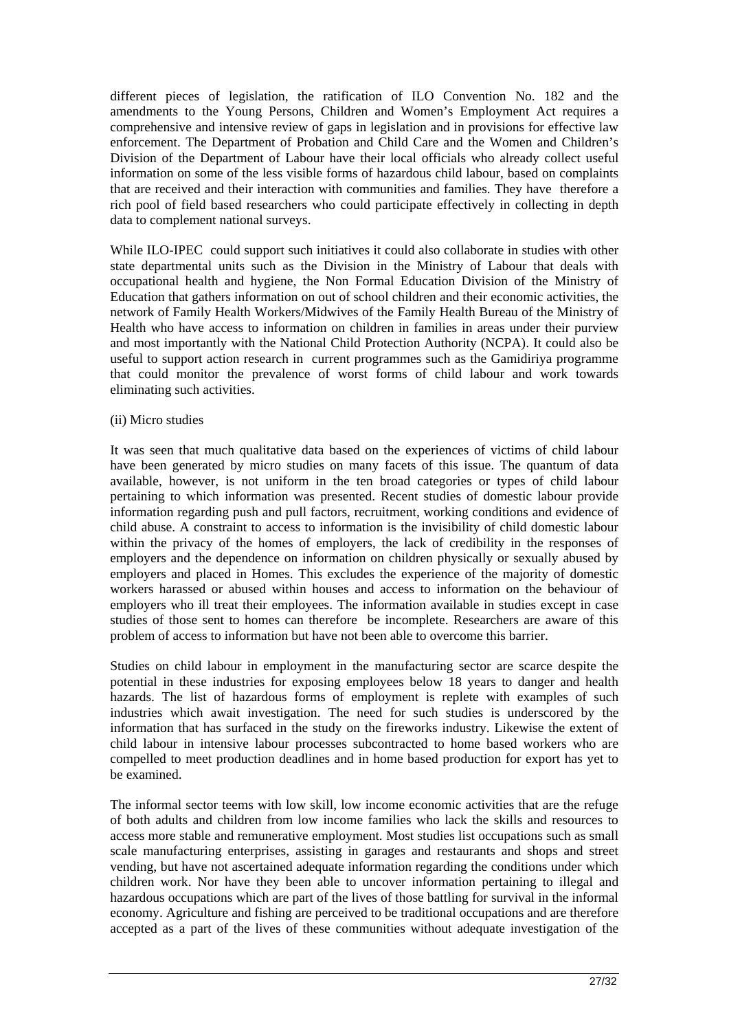different pieces of legislation, the ratification of ILO Convention No. 182 and the amendments to the Young Persons, Children and Women's Employment Act requires a comprehensive and intensive review of gaps in legislation and in provisions for effective law enforcement. The Department of Probation and Child Care and the Women and Children's Division of the Department of Labour have their local officials who already collect useful information on some of the less visible forms of hazardous child labour, based on complaints that are received and their interaction with communities and families. They have therefore a rich pool of field based researchers who could participate effectively in collecting in depth data to complement national surveys.

While ILO-IPEC could support such initiatives it could also collaborate in studies with other state departmental units such as the Division in the Ministry of Labour that deals with occupational health and hygiene, the Non Formal Education Division of the Ministry of Education that gathers information on out of school children and their economic activities, the network of Family Health Workers/Midwives of the Family Health Bureau of the Ministry of Health who have access to information on children in families in areas under their purview and most importantly with the National Child Protection Authority (NCPA). It could also be useful to support action research in current programmes such as the Gamidiriya programme that could monitor the prevalence of worst forms of child labour and work towards eliminating such activities.

(ii) Micro studies

It was seen that much qualitative data based on the experiences of victims of child labour have been generated by micro studies on many facets of this issue. The quantum of data available, however, is not uniform in the ten broad categories or types of child labour pertaining to which information was presented. Recent studies of domestic labour provide information regarding push and pull factors, recruitment, working conditions and evidence of child abuse. A constraint to access to information is the invisibility of child domestic labour within the privacy of the homes of employers, the lack of credibility in the responses of employers and the dependence on information on children physically or sexually abused by employers and placed in Homes. This excludes the experience of the majority of domestic workers harassed or abused within houses and access to information on the behaviour of employers who ill treat their employees. The information available in studies except in case studies of those sent to homes can therefore be incomplete. Researchers are aware of this problem of access to information but have not been able to overcome this barrier.

Studies on child labour in employment in the manufacturing sector are scarce despite the potential in these industries for exposing employees below 18 years to danger and health hazards. The list of hazardous forms of employment is replete with examples of such industries which await investigation. The need for such studies is underscored by the information that has surfaced in the study on the fireworks industry. Likewise the extent of child labour in intensive labour processes subcontracted to home based workers who are compelled to meet production deadlines and in home based production for export has yet to be examined.

The informal sector teems with low skill, low income economic activities that are the refuge of both adults and children from low income families who lack the skills and resources to access more stable and remunerative employment. Most studies list occupations such as small scale manufacturing enterprises, assisting in garages and restaurants and shops and street vending, but have not ascertained adequate information regarding the conditions under which children work. Nor have they been able to uncover information pertaining to illegal and hazardous occupations which are part of the lives of those battling for survival in the informal economy. Agriculture and fishing are perceived to be traditional occupations and are therefore accepted as a part of the lives of these communities without adequate investigation of the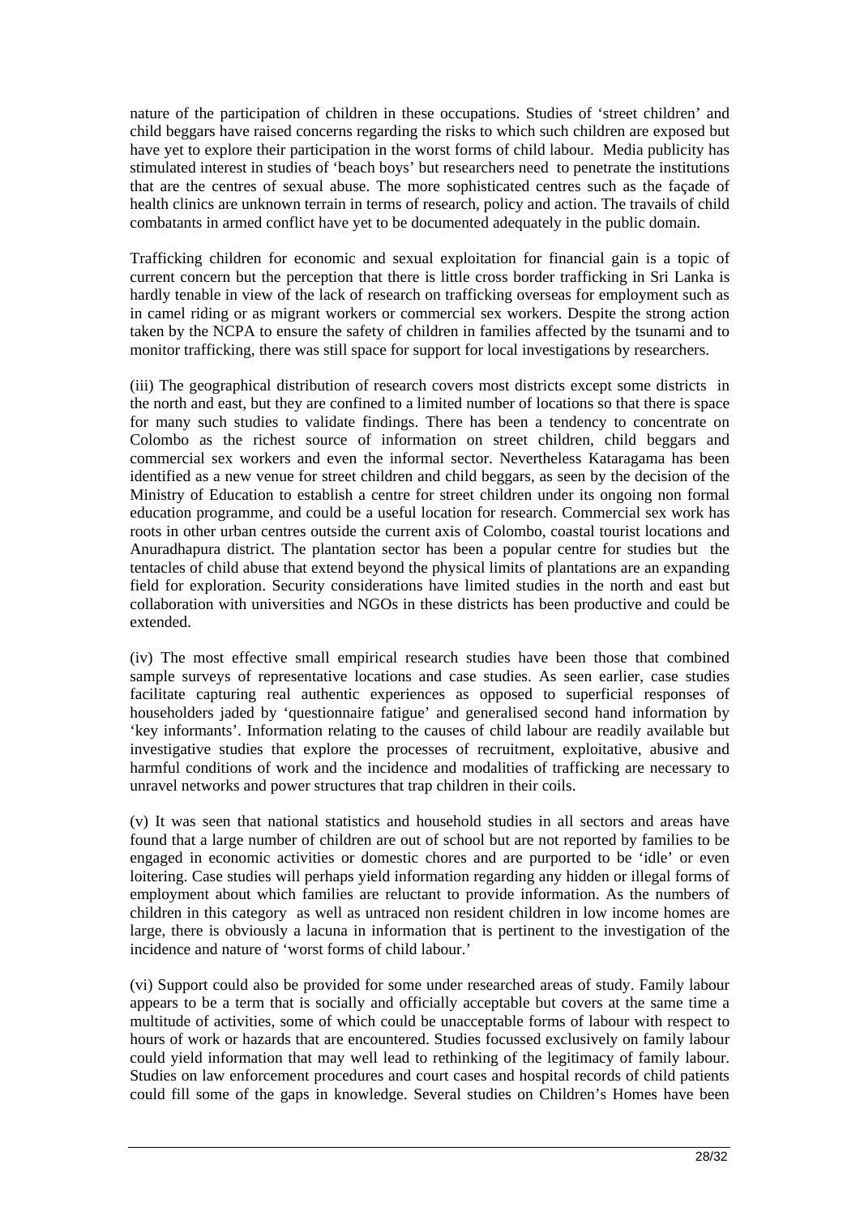nature of the participation of children in these occupations. Studies of 'street children' and child beggars have raised concerns regarding the risks to which such children are exposed but have yet to explore their participation in the worst forms of child labour. Media publicity has stimulated interest in studies of 'beach boys' but researchers need to penetrate the institutions that are the centres of sexual abuse. The more sophisticated centres such as the façade of health clinics are unknown terrain in terms of research, policy and action. The travails of child combatants in armed conflict have yet to be documented adequately in the public domain.

Trafficking children for economic and sexual exploitation for financial gain is a topic of current concern but the perception that there is little cross border trafficking in Sri Lanka is hardly tenable in view of the lack of research on trafficking overseas for employment such as in camel riding or as migrant workers or commercial sex workers. Despite the strong action taken by the NCPA to ensure the safety of children in families affected by the tsunami and to monitor trafficking, there was still space for support for local investigations by researchers.

(iii) The geographical distribution of research covers most districts except some districts in the north and east, but they are confined to a limited number of locations so that there is space for many such studies to validate findings. There has been a tendency to concentrate on Colombo as the richest source of information on street children, child beggars and commercial sex workers and even the informal sector. Nevertheless Kataragama has been identified as a new venue for street children and child beggars, as seen by the decision of the Ministry of Education to establish a centre for street children under its ongoing non formal education programme, and could be a useful location for research. Commercial sex work has roots in other urban centres outside the current axis of Colombo, coastal tourist locations and Anuradhapura district. The plantation sector has been a popular centre for studies but the tentacles of child abuse that extend beyond the physical limits of plantations are an expanding field for exploration. Security considerations have limited studies in the north and east but collaboration with universities and NGOs in these districts has been productive and could be extended.

(iv) The most effective small empirical research studies have been those that combined sample surveys of representative locations and case studies. As seen earlier, case studies facilitate capturing real authentic experiences as opposed to superficial responses of householders jaded by 'questionnaire fatigue' and generalised second hand information by 'key informants'. Information relating to the causes of child labour are readily available but investigative studies that explore the processes of recruitment, exploitative, abusive and harmful conditions of work and the incidence and modalities of trafficking are necessary to unravel networks and power structures that trap children in their coils.

(v) It was seen that national statistics and household studies in all sectors and areas have found that a large number of children are out of school but are not reported by families to be engaged in economic activities or domestic chores and are purported to be 'idle' or even loitering. Case studies will perhaps yield information regarding any hidden or illegal forms of employment about which families are reluctant to provide information. As the numbers of children in this category as well as untraced non resident children in low income homes are large, there is obviously a lacuna in information that is pertinent to the investigation of the incidence and nature of 'worst forms of child labour.'

(vi) Support could also be provided for some under researched areas of study. Family labour appears to be a term that is socially and officially acceptable but covers at the same time a multitude of activities, some of which could be unacceptable forms of labour with respect to hours of work or hazards that are encountered. Studies focussed exclusively on family labour could yield information that may well lead to rethinking of the legitimacy of family labour. Studies on law enforcement procedures and court cases and hospital records of child patients could fill some of the gaps in knowledge. Several studies on Children's Homes have been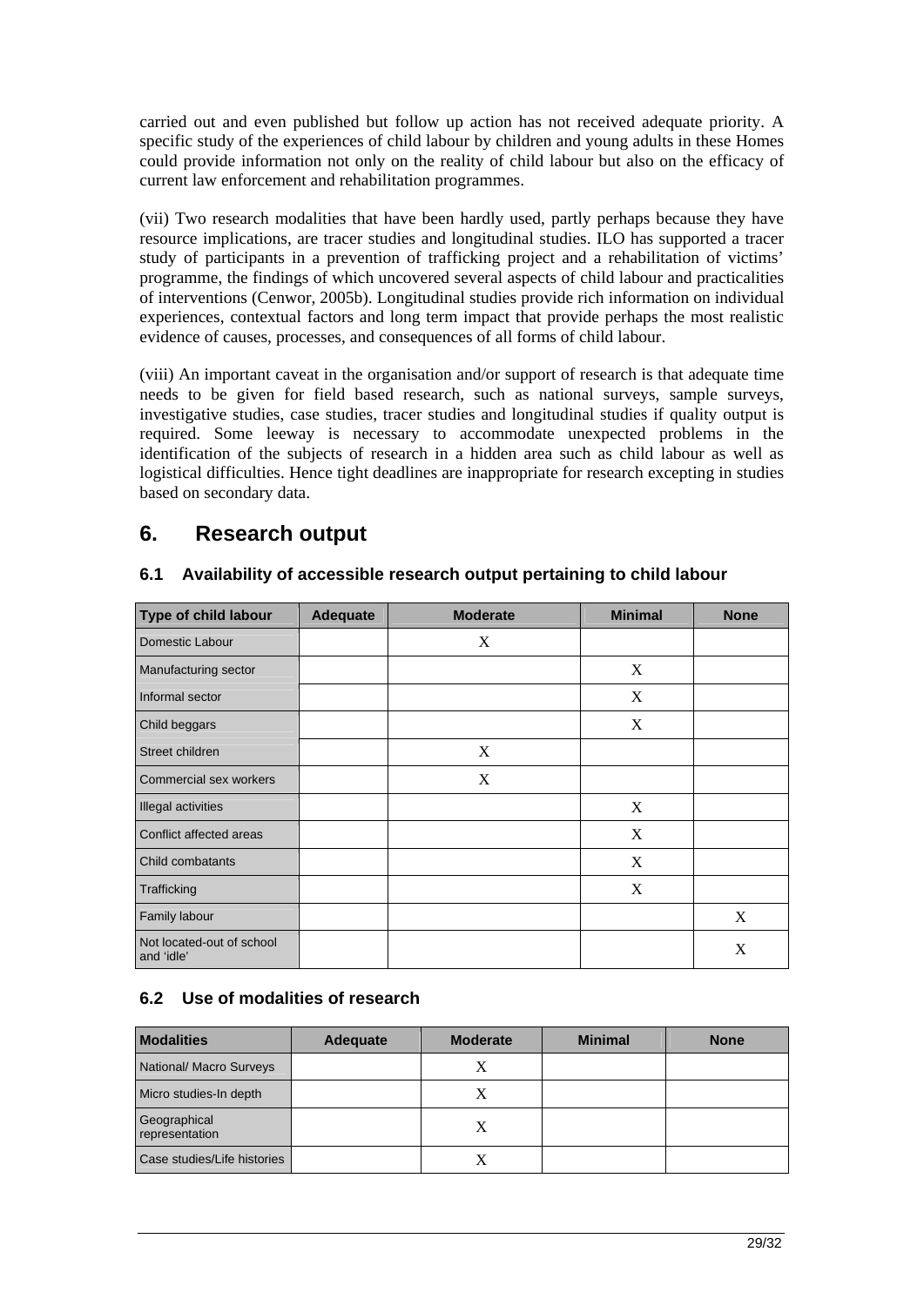carried out and even published but follow up action has not received adequate priority. A specific study of the experiences of child labour by children and young adults in these Homes could provide information not only on the reality of child labour but also on the efficacy of current law enforcement and rehabilitation programmes.

(vii) Two research modalities that have been hardly used, partly perhaps because they have resource implications, are tracer studies and longitudinal studies. ILO has supported a tracer study of participants in a prevention of trafficking project and a rehabilitation of victims' programme, the findings of which uncovered several aspects of child labour and practicalities of interventions (Cenwor, 2005b). Longitudinal studies provide rich information on individual experiences, contextual factors and long term impact that provide perhaps the most realistic evidence of causes, processes, and consequences of all forms of child labour.

(viii) An important caveat in the organisation and/or support of research is that adequate time needs to be given for field based research, such as national surveys, sample surveys, investigative studies, case studies, tracer studies and longitudinal studies if quality output is required. Some leeway is necessary to accommodate unexpected problems in the identification of the subjects of research in a hidden area such as child labour as well as logistical difficulties. Hence tight deadlines are inappropriate for research excepting in studies based on secondary data.

# 6. Research output

## 6.1 Availability of accessible research output pertaining to child labour

| Type of child labour | Adequate | Moderate | Minimal | None |
|---|---|---|---|---|
| Domestic Labour | | X | | |
| Manufacturing sector | | | X | |
| Informal sector | | | X | |
| Child beggars | | | X | |
| Street children | | X | | |
| Commercial sex workers | | X | | |
| Illegal activities | | | X | |
| Conflict affected areas | | | X | |
| Child combatants | | | X | |
| Trafficking | | | X | |
| Family labour | | | | X |
| Not located-out of school and 'idle' | | | | X |

## 6.2 Use of modalities of research

| Modalities | Adequate | Moderate | Minimal | None |
|---|---|---|---|---|
| National/ Macro Surveys | | X | | |
| Micro studies-In depth | | X | | |
| Geographical representation | | X | | |
| Case studies/Life histories | | X | | |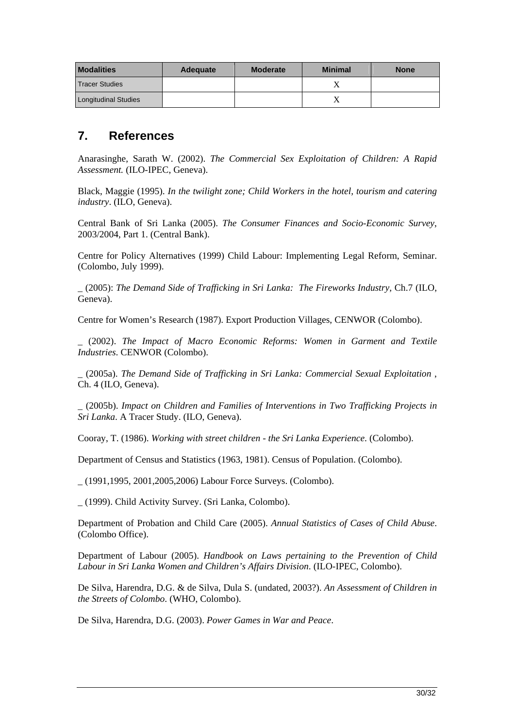| Modalities | Adequate | Moderate | Minimal | None |
|---|---|---|---|---|
| Tracer Studies | | | X | |
| Longitudinal Studies | | | X | |

## 7. References

Anarasinghe, Sarath W. (2002). *The Commercial Sex Exploitation of Children: A Rapid Assessment.* (ILO-IPEC, Geneva).

Black, Maggie (1995). *In the twilight zone; Child Workers in the hotel, tourism and catering industry*. (ILO, Geneva).

Central Bank of Sri Lanka (2005). *The Consumer Finances and Socio-Economic Survey*, 2003/2004, Part 1. (Central Bank).

Centre for Policy Alternatives (1999) Child Labour: Implementing Legal Reform, Seminar. (Colombo, July 1999).

_ (2005): *The Demand Side of Trafficking in Sri Lanka: The Fireworks Industry,* Ch.7 (ILO, Geneva).

Centre for Women's Research (1987). Export Production Villages, CENWOR (Colombo).

_ (2002). *The Impact of Macro Economic Reforms: Women in Garment and Textile Industries*. CENWOR (Colombo).

_ (2005a). *The Demand Side of Trafficking in Sri Lanka: Commercial Sexual Exploitation* , Ch. 4 (ILO, Geneva).

_ (2005b). *Impact on Children and Families of Interventions in Two Trafficking Projects in Sri Lanka*. A Tracer Study. (ILO, Geneva).

Cooray, T. (1986). *Working with street children - the Sri Lanka Experience*. (Colombo).

Department of Census and Statistics (1963, 1981). Census of Population. (Colombo).

_ (1991,1995, 2001,2005,2006) Labour Force Surveys. (Colombo).

_ (1999). Child Activity Survey. (Sri Lanka, Colombo).

Department of Probation and Child Care (2005). *Annual Statistics of Cases of Child Abuse*. (Colombo Office).

Department of Labour (2005). *Handbook on Laws pertaining to the Prevention of Child Labour in Sri Lanka Women and Children's Affairs Division*. (ILO-IPEC, Colombo).

De Silva, Harendra, D.G. & de Silva, Dula S. (undated, 2003?). *An Assessment of Children in the Streets of Colombo*. (WHO, Colombo).

De Silva, Harendra, D.G. (2003). *Power Games in War and Peace*.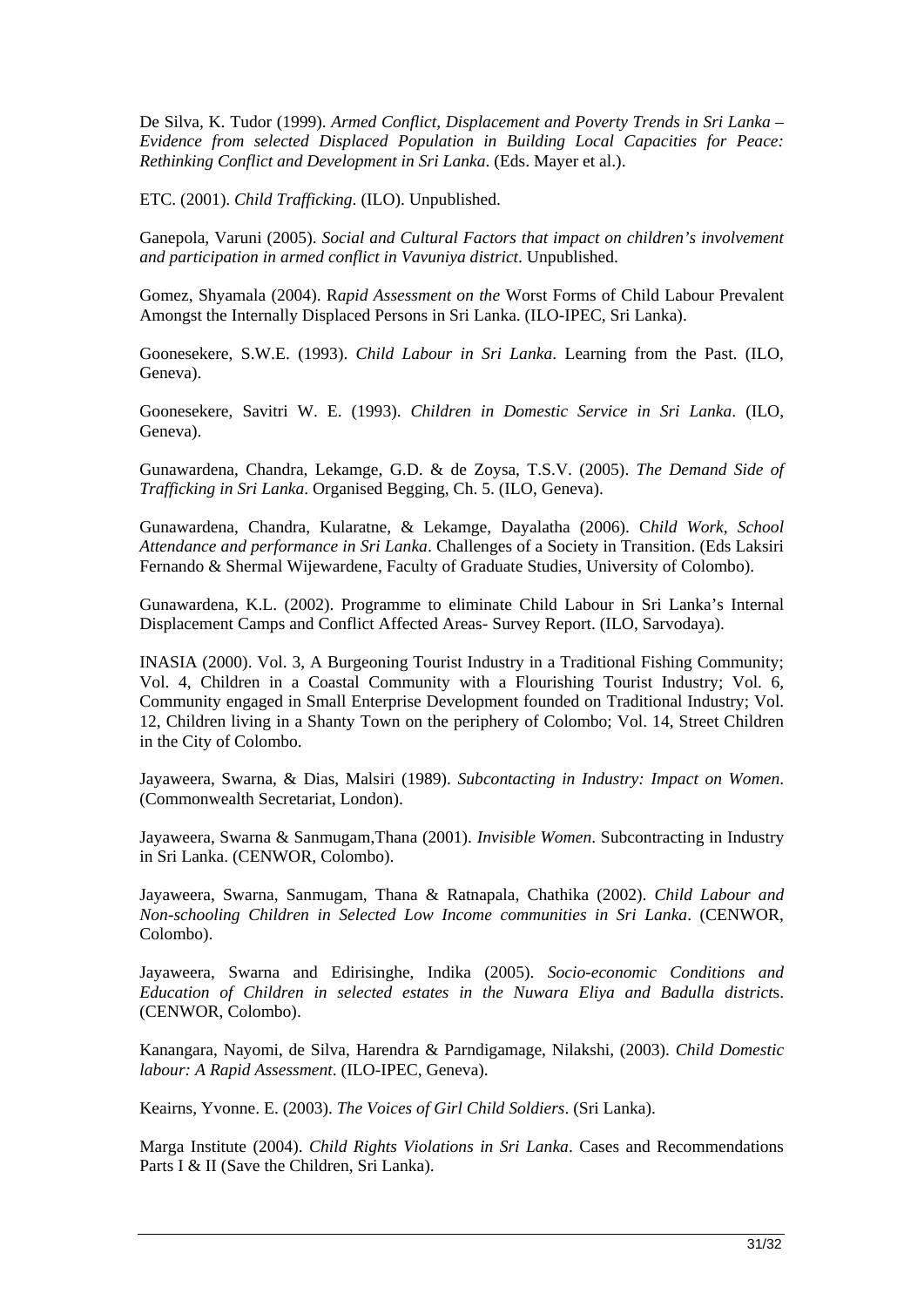De Silva, K. Tudor (1999). *Armed Conflict, Displacement and Poverty Trends in Sri Lanka – Evidence from selected Displaced Population in Building Local Capacities for Peace: Rethinking Conflict and Development in Sri Lanka*. (Eds. Mayer et al.).

ETC. (2001). *Child Trafficking*. (ILO). Unpublished.

Ganepola, Varuni (2005). *Social and Cultural Factors that impact on children's involvement and participation in armed conflict in Vavuniya district*. Unpublished.

Gomez, Shyamala (2004). R*apid Assessment on the* Worst Forms of Child Labour Prevalent Amongst the Internally Displaced Persons in Sri Lanka. (ILO-IPEC, Sri Lanka).

Goonesekere, S.W.E. (1993). *Child Labour in Sri Lanka*. Learning from the Past. (ILO, Geneva).

Goonesekere, Savitri W. E. (1993). *Children in Domestic Service in Sri Lanka*. (ILO, Geneva).

Gunawardena, Chandra, Lekamge, G.D. & de Zoysa, T.S.V. (2005). *The Demand Side of Trafficking in Sri Lanka*. Organised Begging, Ch. 5. (ILO, Geneva).

Gunawardena, Chandra, Kularatne, & Lekamge, Dayalatha (2006). C*hild Work, School Attendance and performance in Sri Lanka*. Challenges of a Society in Transition. (Eds Laksiri Fernando & Shermal Wijewardene, Faculty of Graduate Studies, University of Colombo).

Gunawardena, K.L. (2002). Programme to eliminate Child Labour in Sri Lanka's Internal Displacement Camps and Conflict Affected Areas- Survey Report. (ILO, Sarvodaya).

INASIA (2000). Vol. 3, A Burgeoning Tourist Industry in a Traditional Fishing Community; Vol. 4, Children in a Coastal Community with a Flourishing Tourist Industry; Vol. 6, Community engaged in Small Enterprise Development founded on Traditional Industry; Vol. 12, Children living in a Shanty Town on the periphery of Colombo; Vol. 14, Street Children in the City of Colombo.

Jayaweera, Swarna, & Dias, Malsiri (1989). *Subcontacting in Industry: Impact on Women*. (Commonwealth Secretariat, London).

Jayaweera, Swarna & Sanmugam,Thana (2001). *Invisible Women*. Subcontracting in Industry in Sri Lanka. (CENWOR, Colombo).

Jayaweera, Swarna, Sanmugam, Thana & Ratnapala, Chathika (2002). *Child Labour and Non-schooling Children in Selected Low Income communities in Sri Lanka*. (CENWOR, Colombo).

Jayaweera, Swarna and Edirisinghe, Indika (2005). *Socio-economic Conditions and Education of Children in selected estates in the Nuwara Eliya and Badulla district*s. (CENWOR, Colombo).

Kanangara, Nayomi, de Silva, Harendra & Parndigamage, Nilakshi, (2003). *Child Domestic labour: A Rapid Assessment*. (ILO-IPEC, Geneva).

Keairns, Yvonne. E. (2003). *The Voices of Girl Child Soldiers*. (Sri Lanka).

Marga Institute (2004). *Child Rights Violations in Sri Lanka*. Cases and Recommendations Parts I & II (Save the Children, Sri Lanka).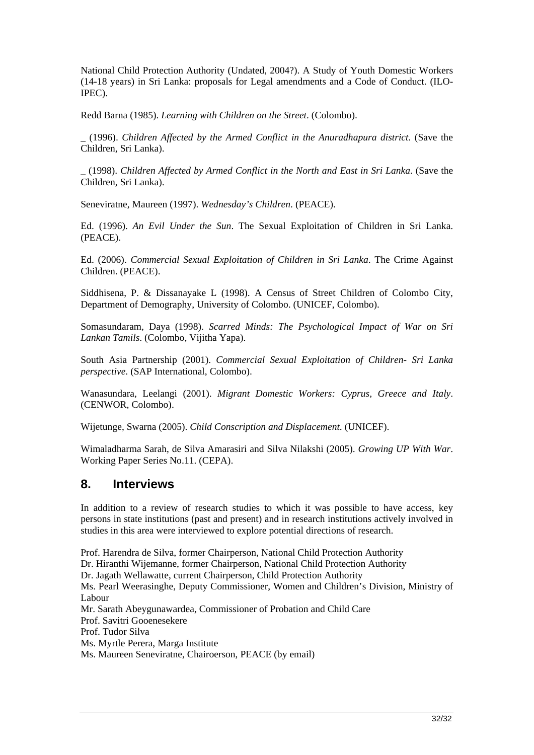National Child Protection Authority (Undated, 2004?). A Study of Youth Domestic Workers (14-18 years) in Sri Lanka: proposals for Legal amendments and a Code of Conduct. (ILO-IPEC).

Redd Barna (1985). *Learning with Children on the Street*. (Colombo).

_ (1996). *Children Affected by the Armed Conflict in the Anuradhapura district.* (Save the Children, Sri Lanka).

_ (1998). *Children Affected by Armed Conflict in the North and East in Sri Lanka*. (Save the Children, Sri Lanka).

Seneviratne, Maureen (1997). *Wednesday's Children*. (PEACE).

Ed. (1996). *An Evil Under the Sun*. The Sexual Exploitation of Children in Sri Lanka. (PEACE).

Ed. (2006). *Commercial Sexual Exploitation of Children in Sri Lanka*. The Crime Against Children. (PEACE).

Siddhisena, P. & Dissanayake L (1998). A Census of Street Children of Colombo City, Department of Demography, University of Colombo. (UNICEF, Colombo).

Somasundaram, Daya (1998). *Scarred Minds: The Psychological Impact of War on Sri Lankan Tamils*. (Colombo, Vijitha Yapa).

South Asia Partnership (2001). *Commercial Sexual Exploitation of Children- Sri Lanka perspective*. (SAP International, Colombo).

Wanasundara, Leelangi (2001). *Migrant Domestic Workers: Cyprus, Greece and Italy*. (CENWOR, Colombo).

Wijetunge, Swarna (2005). *Child Conscription and Displacement*. (UNICEF).

Wimaladharma Sarah, de Silva Amarasiri and Silva Nilakshi (2005). *Growing UP With War*. Working Paper Series No.11. (CEPA).

## 8. Interviews

In addition to a review of research studies to which it was possible to have access, key persons in state institutions (past and present) and in research institutions actively involved in studies in this area were interviewed to explore potential directions of research.

Prof. Harendra de Silva, former Chairperson, National Child Protection Authority
Dr. Hiranthi Wijemanne, former Chairperson, National Child Protection Authority
Dr. Jagath Wellawatte, current Chairperson, Child Protection Authority
Ms. Pearl Weerasinghe, Deputy Commissioner, Women and Children's Division, Ministry of Labour
Mr. Sarath Abeygunawardea, Commissioner of Probation and Child Care
Prof. Savitri Gooenesekere
Prof. Tudor Silva
Ms. Myrtle Perera, Marga Institute
Ms. Maureen Seneviratne, Chairoerson, PEACE (by email)